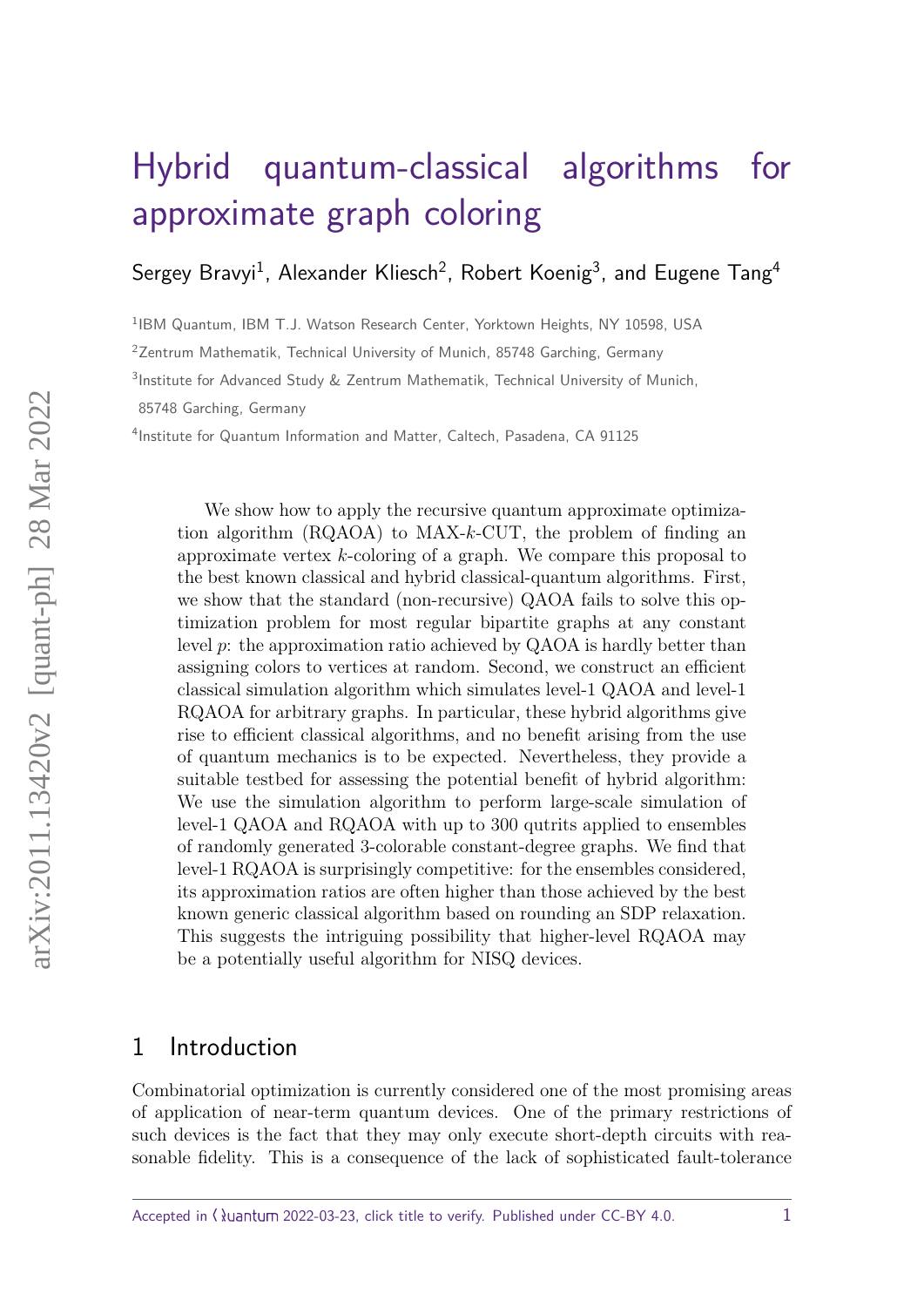# Hybrid quantum-classical algorithms for approximate graph coloring

Sergey Bravyi[1], Alexander Kliesch[2], Robert Koenig[3], and Eugene Tang[4]

[1]IBM Quantum, IBM T.J. Watson Research Center, Yorktown Heights, NY 10598, USA

[2]Zentrum Mathematik, Technical University of Munich, 85748 Garching, Germany

[3]Institute for Advanced Study & Zentrum Mathematik, Technical University of Munich, 85748 Garching, Germany

[4]Institute for Quantum Information and Matter, Caltech, Pasadena, CA 91125

We show how to apply the recursive quantum approximate optimization algorithm (RQAOA) to MAX-$k$-CUT, the problem of finding an approximate vertex $k$-coloring of a graph. We compare this proposal to the best known classical and hybrid classical-quantum algorithms. First, we show that the standard (non-recursive) QAOA fails to solve this optimization problem for most regular bipartite graphs at any constant level $p$: the approximation ratio achieved by QAOA is hardly better than assigning colors to vertices at random. Second, we construct an efficient classical simulation algorithm which simulates level-1 QAOA and level-1 RQAOA for arbitrary graphs. In particular, these hybrid algorithms give rise to efficient classical algorithms, and no benefit arising from the use of quantum mechanics is to be expected. Nevertheless, they provide a suitable testbed for assessing the potential benefit of hybrid algorithm: We use the simulation algorithm to perform large-scale simulation of level-1 QAOA and RQAOA with up to 300 qutrits applied to ensembles of randomly generated 3-colorable constant-degree graphs. We find that level-1 RQAOA is surprisingly competitive: for the ensembles considered, its approximation ratios are often higher than those achieved by the best known generic classical algorithm based on rounding an SDP relaxation. This suggests the intriguing possibility that higher-level RQAOA may be a potentially useful algorithm for NISQ devices.

## 1 Introduction

Combinatorial optimization is currently considered one of the most promising areas of application of near-term quantum devices. One of the primary restrictions of such devices is the fact that they may only execute short-depth circuits with reasonable fidelity. This is a consequence of the lack of sophisticated fault-tolerance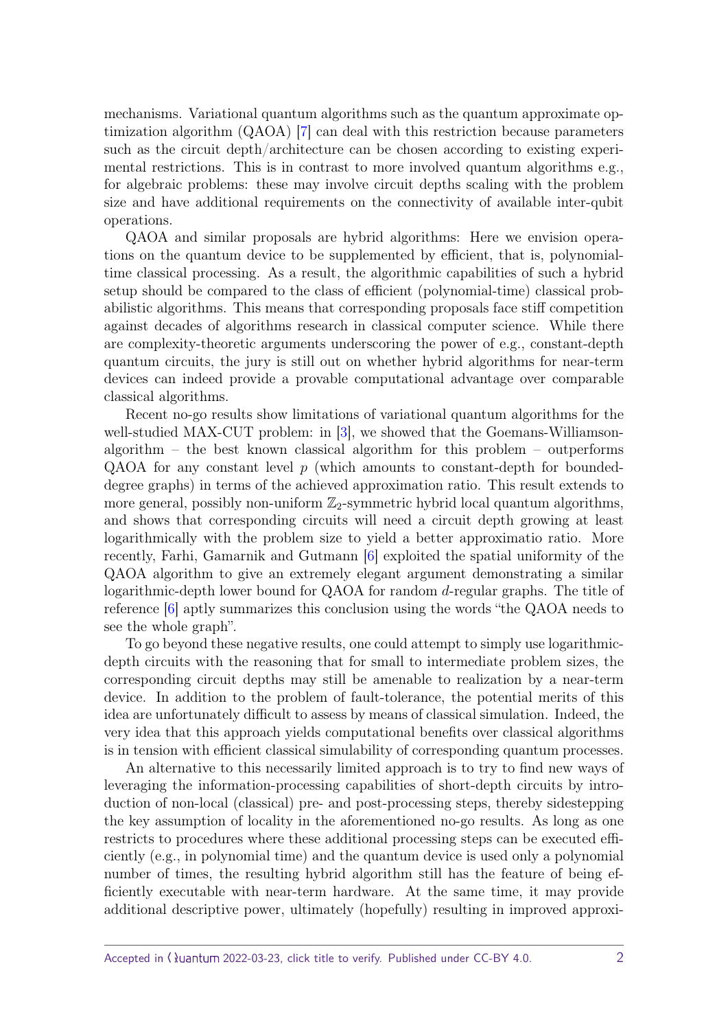mechanisms. Variational quantum algorithms such as the quantum approximate optimization algorithm (QAOA) [7] can deal with this restriction because parameters such as the circuit depth/architecture can be chosen according to existing experimental restrictions. This is in contrast to more involved quantum algorithms e.g., for algebraic problems: these may involve circuit depths scaling with the problem size and have additional requirements on the connectivity of available inter-qubit operations.

QAOA and similar proposals are hybrid algorithms: Here we envision operations on the quantum device to be supplemented by efficient, that is, polynomial-time classical processing. As a result, the algorithmic capabilities of such a hybrid setup should be compared to the class of efficient (polynomial-time) classical probabilistic algorithms. This means that corresponding proposals face stiff competition against decades of algorithms research in classical computer science. While there are complexity-theoretic arguments underscoring the power of e.g., constant-depth quantum circuits, the jury is still out on whether hybrid algorithms for near-term devices can indeed provide a provable computational advantage over comparable classical algorithms.

Recent no-go results show limitations of variational quantum algorithms for the well-studied MAX-CUT problem: in [3], we showed that the Goemans-Williamson-algorithm – the best known classical algorithm for this problem – outperforms QAOA for any constant level $p$ (which amounts to constant-depth for bounded-degree graphs) in terms of the achieved approximation ratio. This result extends to more general, possibly non-uniform $\mathbb{Z}_2$-symmetric hybrid local quantum algorithms, and shows that corresponding circuits will need a circuit depth growing at least logarithmically with the problem size to yield a better approximatio ratio. More recently, Farhi, Gamarnik and Gutmann [6] exploited the spatial uniformity of the QAOA algorithm to give an extremely elegant argument demonstrating a similar logarithmic-depth lower bound for QAOA for random $d$-regular graphs. The title of reference [6] aptly summarizes this conclusion using the words "the QAOA needs to see the whole graph".

To go beyond these negative results, one could attempt to simply use logarithmic-depth circuits with the reasoning that for small to intermediate problem sizes, the corresponding circuit depths may still be amenable to realization by a near-term device. In addition to the problem of fault-tolerance, the potential merits of this idea are unfortunately difficult to assess by means of classical simulation. Indeed, the very idea that this approach yields computational benefits over classical algorithms is in tension with efficient classical simulability of corresponding quantum processes.

An alternative to this necessarily limited approach is to try to find new ways of leveraging the information-processing capabilities of short-depth circuits by introduction of non-local (classical) pre- and post-processing steps, thereby sidestepping the key assumption of locality in the aforementioned no-go results. As long as one restricts to procedures where these additional processing steps can be executed efficiently (e.g., in polynomial time) and the quantum device is used only a polynomial number of times, the resulting hybrid algorithm still has the feature of being efficiently executable with near-term hardware. At the same time, it may provide additional descriptive power, ultimately (hopefully) resulting in improved approxi-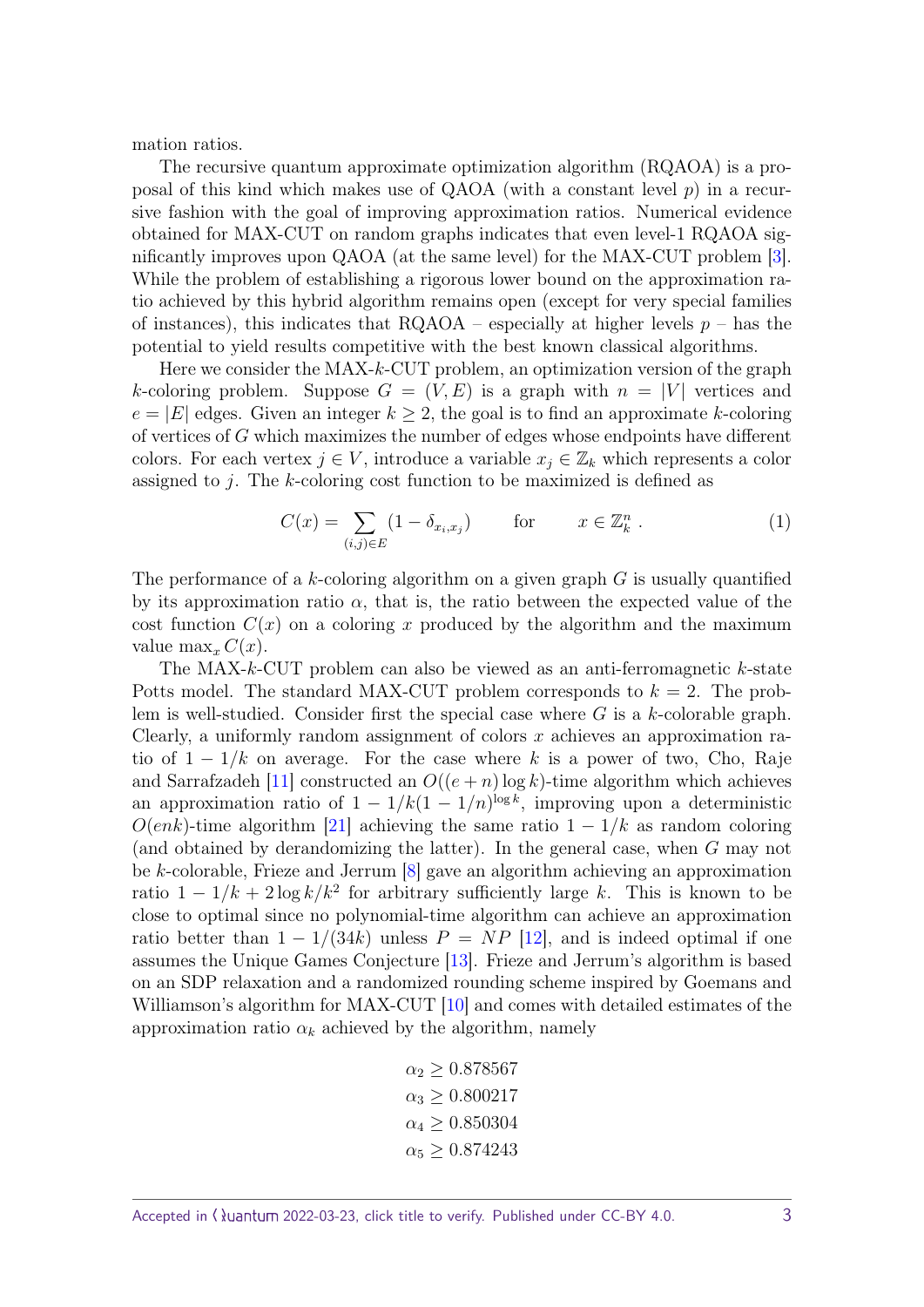mation ratios.

The recursive quantum approximate optimization algorithm (RQAOA) is a proposal of this kind which makes use of QAOA (with a constant level $p$) in a recursive fashion with the goal of improving approximation ratios. Numerical evidence obtained for MAX-CUT on random graphs indicates that even level-1 RQAOA significantly improves upon QAOA (at the same level) for the MAX-CUT problem [3]. While the problem of establishing a rigorous lower bound on the approximation ratio achieved by this hybrid algorithm remains open (except for very special families of instances), this indicates that RQAOA – especially at higher levels $p$ – has the potential to yield results competitive with the best known classical algorithms.

Here we consider the MAX-$k$-CUT problem, an optimization version of the graph $k$-coloring problem. Suppose $G = (V, E)$ is a graph with $n = |V|$ vertices and $e = |E|$ edges. Given an integer $k \geq 2$, the goal is to find an approximate $k$-coloring of vertices of $G$ which maximizes the number of edges whose endpoints have different colors. For each vertex $j \in V$, introduce a variable $x_j \in \mathbb{Z}_k$ which represents a color assigned to $j$. The $k$-coloring cost function to be maximized is defined as

$$C(x) = \sum_{(i,j)\in E} (1 - \delta_{x_i,x_j}) \qquad \text{for} \qquad x \in \mathbb{Z}_k^n . \tag{1}$$

The performance of a $k$-coloring algorithm on a given graph $G$ is usually quantified by its approximation ratio $\alpha$, that is, the ratio between the expected value of the cost function $C(x)$ on a coloring $x$ produced by the algorithm and the maximum value $\max_x C(x)$.

The MAX-$k$-CUT problem can also be viewed as an anti-ferromagnetic $k$-state Potts model. The standard MAX-CUT problem corresponds to $k = 2$. The problem is well-studied. Consider first the special case where $G$ is a $k$-colorable graph. Clearly, a uniformly random assignment of colors $x$ achieves an approximation ratio of $1 - 1/k$ on average. For the case where $k$ is a power of two, Cho, Raje and Sarrafzadeh [11] constructed an $O((e + n)\log k)$-time algorithm which achieves an approximation ratio of $1 - 1/k(1 - 1/n)^{\log k}$, improving upon a deterministic $O(enk)$-time algorithm [21] achieving the same ratio $1 - 1/k$ as random coloring (and obtained by derandomizing the latter). In the general case, when $G$ may not be $k$-colorable, Frieze and Jerrum [8] gave an algorithm achieving an approximation ratio $1 - 1/k + 2\log k/k^2$ for arbitrary sufficiently large $k$. This is known to be close to optimal since no polynomial-time algorithm can achieve an approximation ratio better than $1 - 1/(34k)$ unless $P = NP$ [12], and is indeed optimal if one assumes the Unique Games Conjecture [13]. Frieze and Jerrum's algorithm is based on an SDP relaxation and a randomized rounding scheme inspired by Goemans and Williamson's algorithm for MAX-CUT [10] and comes with detailed estimates of the approximation ratio $\alpha_k$ achieved by the algorithm, namely

$$\begin{aligned}
\alpha_2 &\geq 0.878567 \\
\alpha_3 &\geq 0.800217 \\
\alpha_4 &\geq 0.850304 \\
\alpha_5 &\geq 0.874243
\end{aligned}$$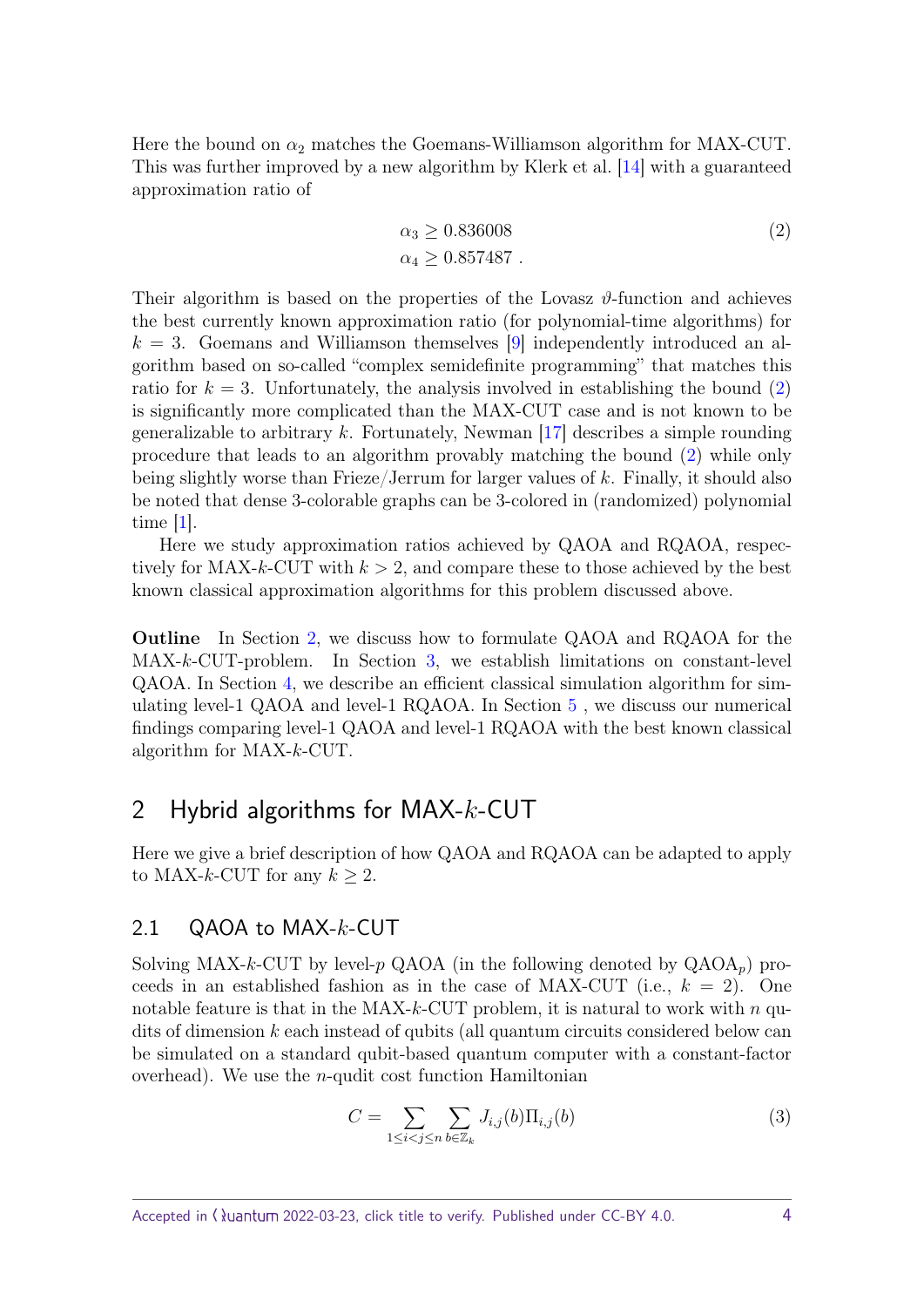Here the bound on $\alpha_2$ matches the Goemans-Williamson algorithm for MAX-CUT. This was further improved by a new algorithm by Klerk et al. [14] with a guaranteed approximation ratio of

$$\begin{aligned} \alpha_3 &\geq 0.836008 \\ \alpha_4 &\geq 0.857487 \ . \end{aligned} \tag{2}$$

Their algorithm is based on the properties of the Lovasz $\vartheta$-function and achieves the best currently known approximation ratio (for polynomial-time algorithms) for $k = 3$. Goemans and Williamson themselves [9] independently introduced an algorithm based on so-called "complex semidefinite programming" that matches this ratio for $k = 3$. Unfortunately, the analysis involved in establishing the bound (2) is significantly more complicated than the MAX-CUT case and is not known to be generalizable to arbitrary $k$. Fortunately, Newman [17] describes a simple rounding procedure that leads to an algorithm provably matching the bound (2) while only being slightly worse than Frieze/Jerrum for larger values of $k$. Finally, it should also be noted that dense 3-colorable graphs can be 3-colored in (randomized) polynomial time [1].

Here we study approximation ratios achieved by QAOA and RQAOA, respectively for MAX-$k$-CUT with $k > 2$, and compare these to those achieved by the best known classical approximation algorithms for this problem discussed above.

**Outline** In Section 2, we discuss how to formulate QAOA and RQAOA for the MAX-$k$-CUT-problem. In Section 3, we establish limitations on constant-level QAOA. In Section 4, we describe an efficient classical simulation algorithm for simulating level-1 QAOA and level-1 RQAOA. In Section 5 , we discuss our numerical findings comparing level-1 QAOA and level-1 RQAOA with the best known classical algorithm for MAX-$k$-CUT.

## 2 Hybrid algorithms for MAX-$k$-CUT

Here we give a brief description of how QAOA and RQAOA can be adapted to apply to MAX-$k$-CUT for any $k \geq 2$.

### 2.1 QAOA to MAX-$k$-CUT

Solving MAX-$k$-CUT by level-$p$ QAOA (in the following denoted by $\mathrm{QAOA}_p$) proceeds in an established fashion as in the case of MAX-CUT (i.e., $k = 2$). One notable feature is that in the MAX-$k$-CUT problem, it is natural to work with $n$ qudits of dimension $k$ each instead of qubits (all quantum circuits considered below can be simulated on a standard qubit-based quantum computer with a constant-factor overhead). We use the $n$-qudit cost function Hamiltonian

$$C = \sum_{1 \leq i < j \leq n} \sum_{b \in \mathbb{Z}_k} J_{i,j}(b) \Pi_{i,j}(b) \tag{3}$$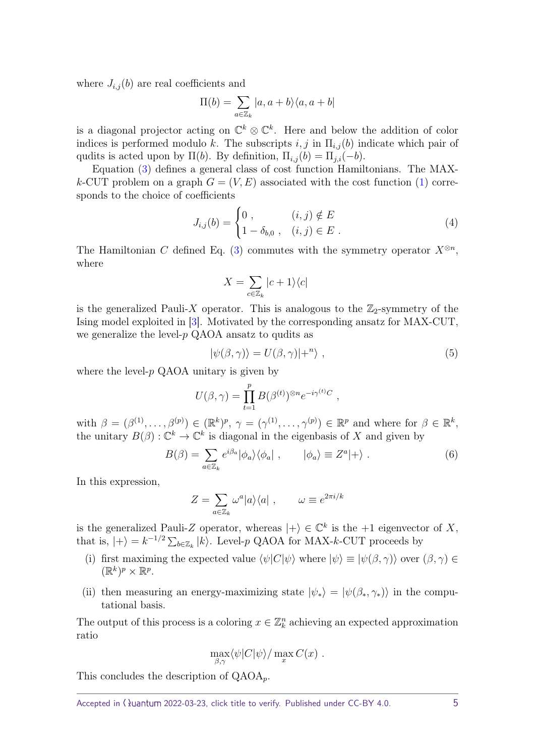where $J_{i,j}(b)$ are real coefficients and

$$\Pi(b) = \sum_{a \in \mathbb{Z}_k} |a, a+b\rangle\langle a, a+b|$$

is a diagonal projector acting on $\mathbb{C}^k \otimes \mathbb{C}^k$. Here and below the addition of color indices is performed modulo $k$. The subscripts $i, j$ in $\Pi_{i,j}(b)$ indicate which pair of qudits is acted upon by $\Pi(b)$. By definition, $\Pi_{i,j}(b) = \Pi_{j,i}(-b)$.

Equation (3) defines a general class of cost function Hamiltonians. The MAX-$k$-CUT problem on a graph $G = (V, E)$ associated with the cost function (1) corresponds to the choice of coefficients

$$J_{i,j}(b) = \begin{cases} 0 \,, & (i,j) \notin E \\ 1 - \delta_{b,0} \,, & (i,j) \in E \,. \end{cases} \tag{4}$$

The Hamiltonian $C$ defined Eq. (3) commutes with the symmetry operator $X^{\otimes n}$, where

$$X = \sum_{c \in \mathbb{Z}_k} |c+1\rangle\langle c|$$

is the generalized Pauli-$X$ operator. This is analogous to the $\mathbb{Z}_2$-symmetry of the Ising model exploited in [3]. Motivated by the corresponding ansatz for MAX-CUT, we generalize the level-$p$ QAOA ansatz to qudits as

$$|\psi(\beta, \gamma)\rangle = U(\beta, \gamma)|+^n\rangle \,, \tag{5}$$

where the level-$p$ QAOA unitary is given by

$$U(\beta, \gamma) = \prod_{t=1}^{p} B(\beta^{(t)})^{\otimes n} e^{-i\gamma^{(t)} C} \,,$$

with $\beta = (\beta^{(1)}, \ldots, \beta^{(p)}) \in (\mathbb{R}^k)^p$, $\gamma = (\gamma^{(1)}, \ldots, \gamma^{(p)}) \in \mathbb{R}^p$ and where for $\beta \in \mathbb{R}^k$, the unitary $B(\beta) : \mathbb{C}^k \to \mathbb{C}^k$ is diagonal in the eigenbasis of $X$ and given by

$$B(\beta) = \sum_{a \in \mathbb{Z}_k} e^{i\beta_a} |\phi_a\rangle\langle\phi_a| \,, \qquad |\phi_a\rangle \equiv Z^a|+\rangle \,. \tag{6}$$

In this expression,

$$Z = \sum_{a \in \mathbb{Z}_k} \omega^a |a\rangle\langle a| \,, \qquad \omega \equiv e^{2\pi i/k}$$

is the generalized Pauli-$Z$ operator, whereas $|+\rangle \in \mathbb{C}^k$ is the $+1$ eigenvector of $X$, that is, $|+\rangle = k^{-1/2} \sum_{b \in \mathbb{Z}_k} |k\rangle$. Level-$p$ QAOA for MAX-$k$-CUT proceeds by

(i) first maximing the expected value $\langle\psi|C|\psi\rangle$ where $|\psi\rangle \equiv |\psi(\beta, \gamma)\rangle$ over $(\beta, \gamma) \in (\mathbb{R}^k)^p \times \mathbb{R}^p$.

(ii) then measuring an energy-maximizing state $|\psi_*\rangle = |\psi(\beta_*, \gamma_*)\rangle$ in the computational basis.

The output of this process is a coloring $x \in \mathbb{Z}_k^n$ achieving an expected approximation ratio

$$\max_{\beta,\gamma} \langle\psi|C|\psi\rangle / \max_x C(x) \,.$$

This concludes the description of $\text{QAOA}_p$.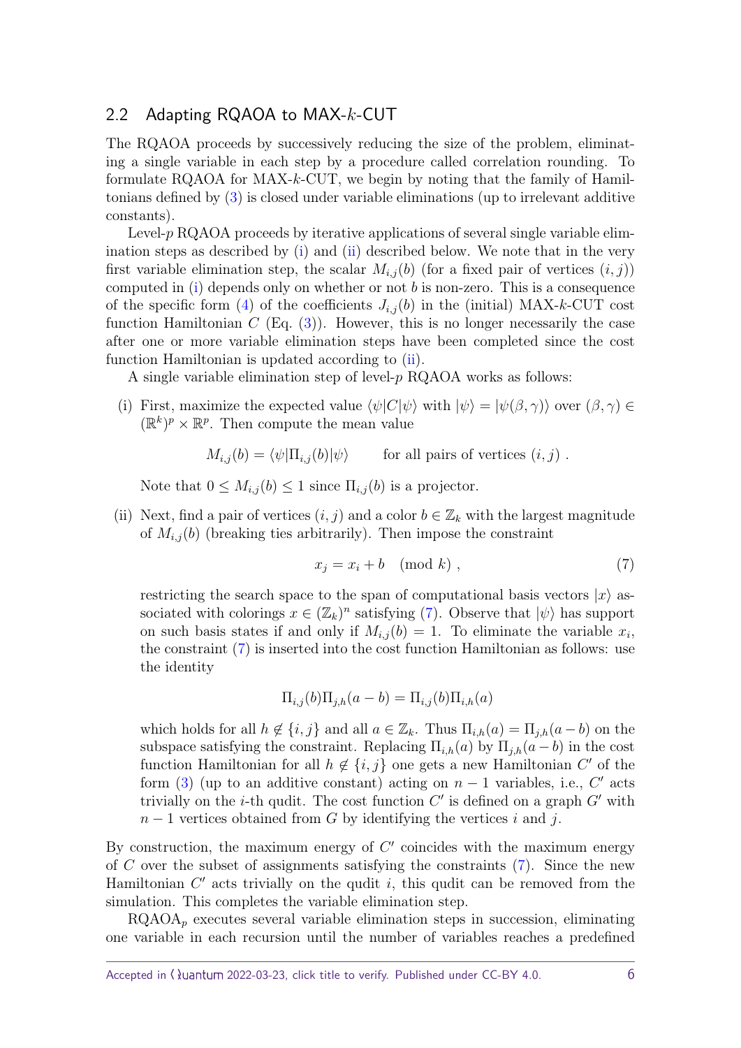## 2.2 Adapting RQAOA to MAX-$k$-CUT

The RQAOA proceeds by successively reducing the size of the problem, eliminating a single variable in each step by a procedure called correlation rounding. To formulate RQAOA for MAX-$k$-CUT, we begin by noting that the family of Hamiltonians defined by (3) is closed under variable eliminations (up to irrelevant additive constants).

Level-$p$ RQAOA proceeds by iterative applications of several single variable elimination steps as described by (i) and (ii) described below. We note that in the very first variable elimination step, the scalar $M_{i,j}(b)$ (for a fixed pair of vertices $(i, j)$) computed in (i) depends only on whether or not $b$ is non-zero. This is a consequence of the specific form (4) of the coefficients $J_{i,j}(b)$ in the (initial) MAX-$k$-CUT cost function Hamiltonian $C$ (Eq. (3)). However, this is no longer necessarily the case after one or more variable elimination steps have been completed since the cost function Hamiltonian is updated according to (ii).

A single variable elimination step of level-$p$ RQAOA works as follows:

(i) First, maximize the expected value $\langle\psi|C|\psi\rangle$ with $|\psi\rangle = |\psi(\beta, \gamma)\rangle$ over $(\beta, \gamma) \in (\mathbb{R}^k)^p \times \mathbb{R}^p$. Then compute the mean value

$$M_{i,j}(b) = \langle\psi|\Pi_{i,j}(b)|\psi\rangle \qquad \text{for all pairs of vertices } (i, j) \; .$$

Note that $0 \leq M_{i,j}(b) \leq 1$ since $\Pi_{i,j}(b)$ is a projector.

(ii) Next, find a pair of vertices $(i, j)$ and a color $b \in \mathbb{Z}_k$ with the largest magnitude of $M_{i,j}(b)$ (breaking ties arbitrarily). Then impose the constraint

$$x_j = x_i + b \pmod{k} \; , \tag{7}$$

restricting the search space to the span of computational basis vectors $|x\rangle$ associated with colorings $x \in (\mathbb{Z}_k)^n$ satisfying (7). Observe that $|\psi\rangle$ has support on such basis states if and only if $M_{i,j}(b) = 1$. To eliminate the variable $x_i$, the constraint (7) is inserted into the cost function Hamiltonian as follows: use the identity

$$\Pi_{i,j}(b)\Pi_{j,h}(a - b) = \Pi_{i,j}(b)\Pi_{i,h}(a)$$

which holds for all $h \notin \{i, j\}$ and all $a \in \mathbb{Z}_k$. Thus $\Pi_{i,h}(a) = \Pi_{j,h}(a - b)$ on the subspace satisfying the constraint. Replacing $\Pi_{i,h}(a)$ by $\Pi_{j,h}(a - b)$ in the cost function Hamiltonian for all $h \notin \{i, j\}$ one gets a new Hamiltonian $C'$ of the form (3) (up to an additive constant) acting on $n - 1$ variables, i.e., $C'$ acts trivially on the $i$-th qudit. The cost function $C'$ is defined on a graph $G'$ with $n - 1$ vertices obtained from $G$ by identifying the vertices $i$ and $j$.

By construction, the maximum energy of $C'$ coincides with the maximum energy of $C$ over the subset of assignments satisfying the constraints (7). Since the new Hamiltonian $C'$ acts trivially on the qudit $i$, this qudit can be removed from the simulation. This completes the variable elimination step.

$\text{RQAOA}_p$ executes several variable elimination steps in succession, eliminating one variable in each recursion until the number of variables reaches a predefined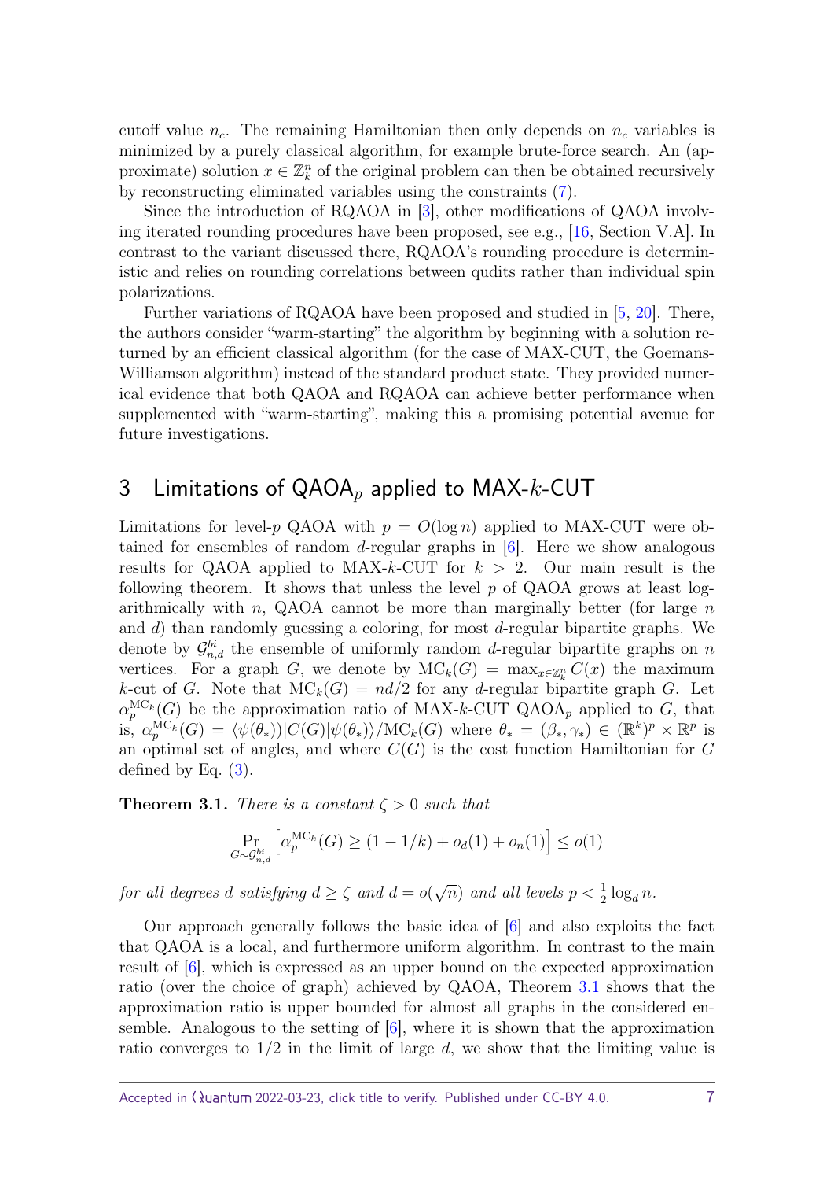cutoff value $n_c$. The remaining Hamiltonian then only depends on $n_c$ variables is minimized by a purely classical algorithm, for example brute-force search. An (approximate) solution $x \in \mathbb{Z}_k^n$ of the original problem can then be obtained recursively by reconstructing eliminated variables using the constraints (7).

Since the introduction of RQAOA in [3], other modifications of QAOA involving iterated rounding procedures have been proposed, see e.g., [16, Section V.A]. In contrast to the variant discussed there, RQAOA's rounding procedure is deterministic and relies on rounding correlations between qudits rather than individual spin polarizations.

Further variations of RQAOA have been proposed and studied in [5, 20]. There, the authors consider "warm-starting" the algorithm by beginning with a solution returned by an efficient classical algorithm (for the case of MAX-CUT, the Goemans-Williamson algorithm) instead of the standard product state. They provided numerical evidence that both QAOA and RQAOA can achieve better performance when supplemented with "warm-starting", making this a promising potential avenue for future investigations.

## 3 Limitations of QAOA$_p$ applied to MAX-$k$-CUT

Limitations for level-$p$ QAOA with $p = O(\log n)$ applied to MAX-CUT were obtained for ensembles of random $d$-regular graphs in [6]. Here we show analogous results for QAOA applied to MAX-$k$-CUT for $k > 2$. Our main result is the following theorem. It shows that unless the level $p$ of QAOA grows at least logarithmically with $n$, QAOA cannot be more than marginally better (for large $n$ and $d$) than randomly guessing a coloring, for most $d$-regular bipartite graphs. We denote by $\mathcal{G}^{bi}_{n,d}$ the ensemble of uniformly random $d$-regular bipartite graphs on $n$ vertices. For a graph $G$, we denote by $\mathrm{MC}_k(G) = \max_{x\in\mathbb{Z}_k^n} C(x)$ the maximum $k$-cut of $G$. Note that $\mathrm{MC}_k(G) = nd/2$ for any $d$-regular bipartite graph $G$. Let $\alpha_p^{\mathrm{MC}_k}(G)$ be the approximation ratio of MAX-$k$-CUT QAOA$_p$ applied to $G$, that is, $\alpha_p^{\mathrm{MC}_k}(G) = \langle\psi(\theta_*)|C(G)|\psi(\theta_*)\rangle/\mathrm{MC}_k(G)$ where $\theta_* = (\beta_*, \gamma_*) \in (\mathbb{R}^k)^p \times \mathbb{R}^p$ is an optimal set of angles, and where $C(G)$ is the cost function Hamiltonian for $G$ defined by Eq. (3).

**Theorem 3.1.** *There is a constant $\zeta > 0$ such that*

$$\Pr_{G\sim\mathcal{G}^{bi}_{n,d}}\left[\alpha_p^{\mathrm{MC}_k}(G) \geq (1-1/k) + o_d(1) + o_n(1)\right] \leq o(1)$$

*for all degrees $d$ satisfying $d \geq \zeta$ and $d = o(\sqrt{n})$ and all levels $p < \frac{1}{2}\log_d n$.*

Our approach generally follows the basic idea of [6] and also exploits the fact that QAOA is a local, and furthermore uniform algorithm. In contrast to the main result of [6], which is expressed as an upper bound on the expected approximation ratio (over the choice of graph) achieved by QAOA, Theorem 3.1 shows that the approximation ratio is upper bounded for almost all graphs in the considered ensemble. Analogous to the setting of [6], where it is shown that the approximation ratio converges to $1/2$ in the limit of large $d$, we show that the limiting value is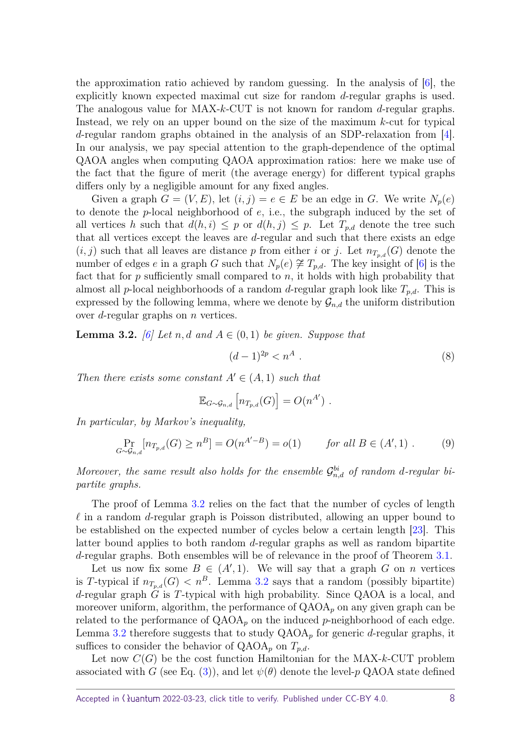the approximation ratio achieved by random guessing. In the analysis of [6], the explicitly known expected maximal cut size for random $d$-regular graphs is used. The analogous value for MAX-$k$-CUT is not known for random $d$-regular graphs. Instead, we rely on an upper bound on the size of the maximum $k$-cut for typical $d$-regular random graphs obtained in the analysis of an SDP-relaxation from [4]. In our analysis, we pay special attention to the graph-dependence of the optimal QAOA angles when computing QAOA approximation ratios: here we make use of the fact that the figure of merit (the average energy) for different typical graphs differs only by a negligible amount for any fixed angles.

Given a graph $G = (V, E)$, let $(i, j) = e \in E$ be an edge in $G$. We write $N_p(e)$ to denote the $p$-local neighborhood of $e$, i.e., the subgraph induced by the set of all vertices $h$ such that $d(h, i) \leq p$ or $d(h, j) \leq p$. Let $T_{p,d}$ denote the tree such that all vertices except the leaves are $d$-regular and such that there exists an edge $(i, j)$ such that all leaves are distance $p$ from either $i$ or $j$. Let $n_{T_{p,d}}(G)$ denote the number of edges $e$ in a graph $G$ such that $N_p(e) \ncong T_{p,d}$. The key insight of [6] is the fact that for $p$ sufficiently small compared to $n$, it holds with high probability that almost all $p$-local neighborhoods of a random $d$-regular graph look like $T_{p,d}$. This is expressed by the following lemma, where we denote by $\mathcal{G}_{n,d}$ the uniform distribution over $d$-regular graphs on $n$ vertices.

**Lemma 3.2.** *[6] Let $n, d$ and $A \in (0, 1)$ be given. Suppose that*

$$(d-1)^{2p} < n^A \ . \tag{8}$$

*Then there exists some constant $A' \in (A, 1)$ such that*

$$\mathbb{E}_{G\sim\mathcal{G}_{n,d}}\left[n_{T_{p,d}}(G)\right] = O(n^{A'}) \ .$$

*In particular, by Markov's inequality,*

$$\Pr_{G\sim\mathcal{G}_{n,d}}[n_{T_{p,d}}(G) \geq n^B] = O(n^{A'-B}) = o(1) \qquad \text{for all } B \in (A', 1) \ . \tag{9}$$

*Moreover, the same result also holds for the ensemble $\mathcal{G}^{bi}_{n,d}$ of random $d$-regular bipartite graphs.*

The proof of Lemma 3.2 relies on the fact that the number of cycles of length $\ell$ in a random $d$-regular graph is Poisson distributed, allowing an upper bound to be established on the expected number of cycles below a certain length [23]. This latter bound applies to both random $d$-regular graphs as well as random bipartite $d$-regular graphs. Both ensembles will be of relevance in the proof of Theorem 3.1.

Let us now fix some $B \in (A', 1)$. We will say that a graph $G$ on $n$ vertices is $T$-typical if $n_{T_{p,d}}(G) < n^B$. Lemma 3.2 says that a random (possibly bipartite) $d$-regular graph $G$ is $T$-typical with high probability. Since QAOA is a local, and moreover uniform, algorithm, the performance of QAOA$_p$ on any given graph can be related to the performance of QAOA$_p$ on the induced $p$-neighborhood of each edge. Lemma 3.2 therefore suggests that to study QAOA$_p$ for generic $d$-regular graphs, it suffices to consider the behavior of QAOA$_p$ on $T_{p,d}$.

Let now $C(G)$ be the cost function Hamiltonian for the MAX-$k$-CUT problem associated with $G$ (see Eq. (3)), and let $\psi(\theta)$ denote the level-$p$ QAOA state defined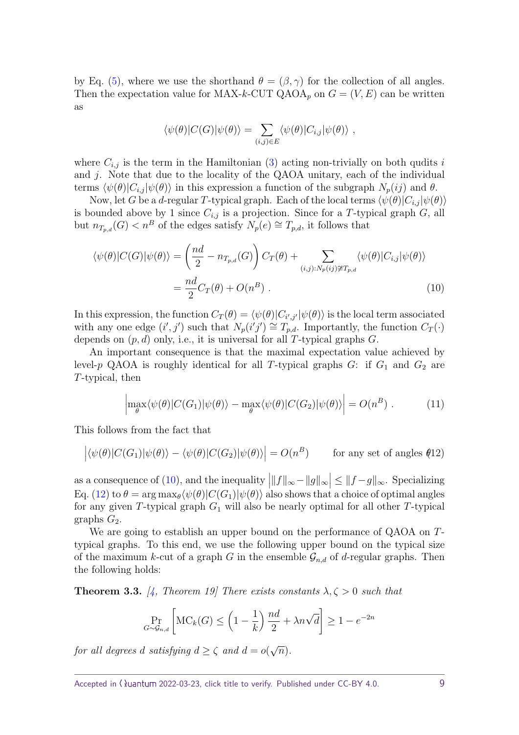by Eq. (5), where we use the shorthand $\theta = (\beta, \gamma)$ for the collection of all angles. Then the expectation value for MAX-$k$-CUT QAOA$_p$ on $G = (V, E)$ can be written as

$$\langle \psi(\theta)|C(G)|\psi(\theta)\rangle = \sum_{(i,j)\in E} \langle \psi(\theta)|C_{i,j}|\psi(\theta)\rangle \ ,$$

where $C_{i,j}$ is the term in the Hamiltonian (3) acting non-trivially on both qudits $i$ and $j$. Note that due to the locality of the QAOA unitary, each of the individual terms $\langle \psi(\theta)|C_{i,j}|\psi(\theta)\rangle$ in this expression a function of the subgraph $N_p(ij)$ and $\theta$.

Now, let $G$ be a $d$-regular $T$-typical graph. Each of the local terms $\langle \psi(\theta)|C_{i,j}|\psi(\theta)\rangle$ is bounded above by 1 since $C_{i,j}$ is a projection. Since for a $T$-typical graph $G$, all but $n_{T_{p,d}}(G) < n^B$ of the edges satisfy $N_p(e) \cong T_{p,d}$, it follows that

$$\begin{aligned}
\langle \psi(\theta)|C(G)|\psi(\theta)\rangle &= \left(\frac{nd}{2} - n_{T_{p,d}}(G)\right) C_T(\theta) + \sum_{(i,j):N_p(ij)\not\cong T_{p,d}} \langle \psi(\theta)|C_{i,j}|\psi(\theta)\rangle \\
&= \frac{nd}{2} C_T(\theta) + O(n^B) \ .
\end{aligned} \tag{10}$$

In this expression, the function $C_T(\theta) = \langle \psi(\theta)|C_{i',j'}|\psi(\theta)\rangle$ is the local term associated with any one edge $(i', j')$ such that $N_p(i'j') \cong T_{p,d}$. Importantly, the function $C_T(\cdot)$ depends on $(p, d)$ only, i.e., it is universal for all $T$-typical graphs $G$.

An important consequence is that the maximal expectation value achieved by level-$p$ QAOA is roughly identical for all $T$-typical graphs $G$: if $G_1$ and $G_2$ are $T$-typical, then

$$\left|\max_\theta \langle \psi(\theta)|C(G_1)|\psi(\theta)\rangle - \max_\theta \langle \psi(\theta)|C(G_2)|\psi(\theta)\rangle\right| = O(n^B) \ . \tag{11}$$

This follows from the fact that

$$\left|\langle \psi(\theta)|C(G_1)|\psi(\theta)\rangle - \langle \psi(\theta)|C(G_2)|\psi(\theta)\rangle\right| = O(n^B) \qquad \text{for any set of angles } \theta \tag{12}$$

as a consequence of (10), and the inequality $\left|\|f\|_\infty - \|g\|_\infty\right| \leq \|f - g\|_\infty$. Specializing Eq. (12) to $\theta = \arg\max_\theta \langle \psi(\theta)|C(G_1)|\psi(\theta)\rangle$ also shows that a choice of optimal angles for any given $T$-typical graph $G_1$ will also be nearly optimal for all other $T$-typical graphs $G_2$.

We are going to establish an upper bound on the performance of QAOA on $T$-typical graphs. To this end, we use the following upper bound on the typical size of the maximum $k$-cut of a graph $G$ in the ensemble $\mathcal{G}_{n,d}$ of $d$-regular graphs. Then the following holds:

**Theorem 3.3.** *[4, Theorem 19] There exists constants $\lambda, \zeta > 0$ such that*

$$\Pr_{G\sim\mathcal{G}_{n,d}}\left[\mathrm{MC}_k(G) \leq \left(1 - \frac{1}{k}\right)\frac{nd}{2} + \lambda n\sqrt{d}\right] \geq 1 - e^{-2n}$$

*for all degrees $d$ satisfying $d \geq \zeta$ and $d = o(\sqrt{n})$.*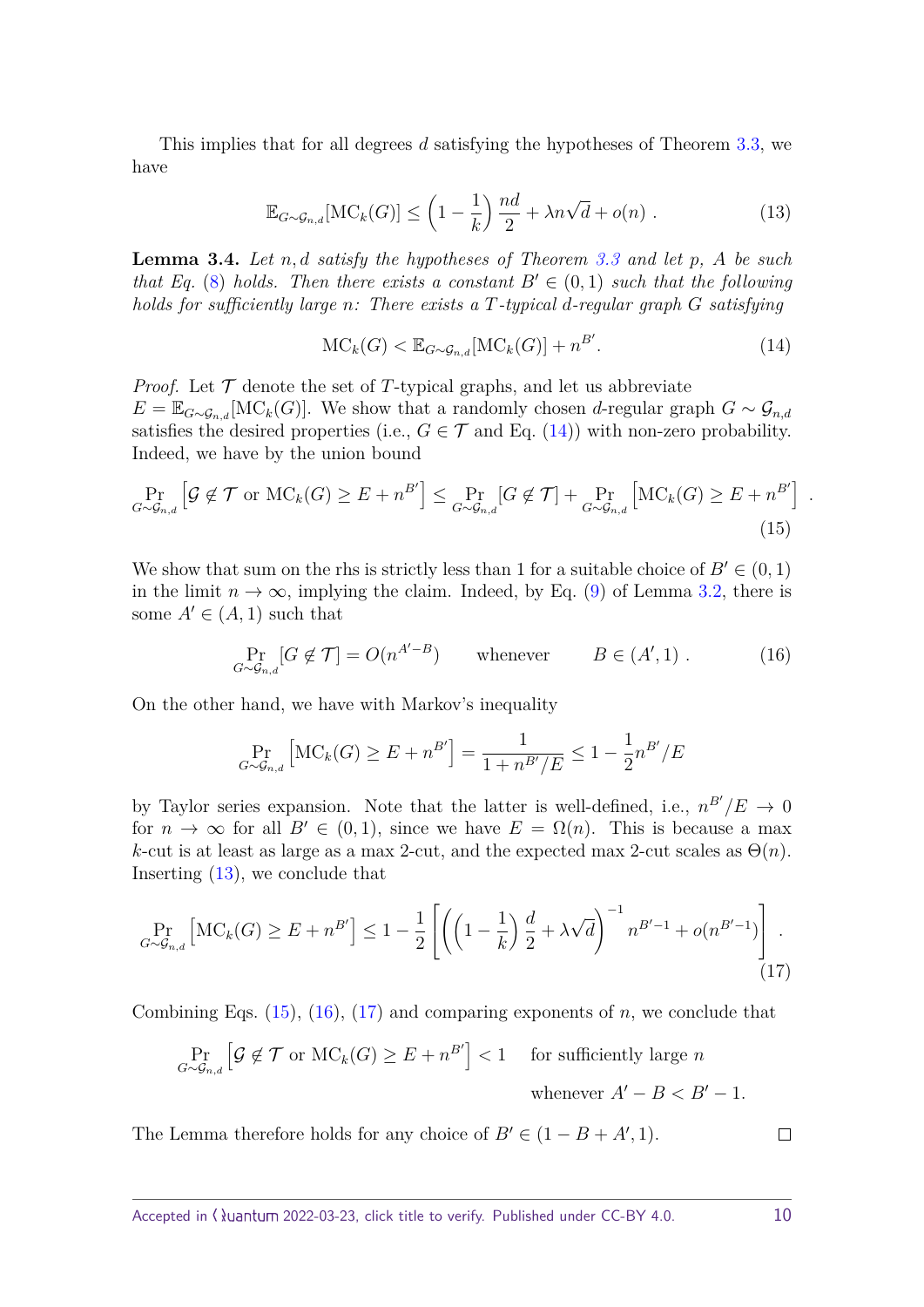This implies that for all degrees $d$ satisfying the hypotheses of Theorem 3.3, we have

$$\mathbb{E}_{G\sim\mathcal{G}_{n,d}}[\mathrm{MC}_k(G)] \le \left(1-\frac{1}{k}\right)\frac{nd}{2} + \lambda n\sqrt{d} + o(n) \ . \tag{13}$$

**Lemma 3.4.** *Let $n, d$ satisfy the hypotheses of Theorem 3.3 and let $p$, $A$ be such that Eq. (8) holds. Then there exists a constant $B' \in (0,1)$ such that the following holds for sufficiently large $n$: There exists a $T$-typical $d$-regular graph $G$ satisfying*

$$\mathrm{MC}_k(G) < \mathbb{E}_{G\sim\mathcal{G}_{n,d}}[\mathrm{MC}_k(G)] + n^{B'}. \tag{14}$$

*Proof.* Let $\mathcal{T}$ denote the set of $T$-typical graphs, and let us abbreviate $E = \mathbb{E}_{G\sim\mathcal{G}_{n,d}}[\mathrm{MC}_k(G)]$. We show that a randomly chosen $d$-regular graph $G \sim \mathcal{G}_{n,d}$ satisfies the desired properties (i.e., $G \in \mathcal{T}$ and Eq. (14)) with non-zero probability. Indeed, we have by the union bound

$$\Pr_{G\sim\mathcal{G}_{n,d}}\left[\mathcal{G} \notin \mathcal{T} \text{ or } \mathrm{MC}_k(G) \ge E + n^{B'}\right] \le \Pr_{G\sim\mathcal{G}_{n,d}}[G \notin \mathcal{T}] + \Pr_{G\sim\mathcal{G}_{n,d}}\left[\mathrm{MC}_k(G) \ge E + n^{B'}\right] \ . \tag{15}$$

We show that sum on the rhs is strictly less than 1 for a suitable choice of $B' \in (0,1)$ in the limit $n \to \infty$, implying the claim. Indeed, by Eq. (9) of Lemma 3.2, there is some $A' \in (A, 1)$ such that

$$\Pr_{G\sim\mathcal{G}_{n,d}}[G \notin \mathcal{T}] = O(n^{A'-B}) \qquad \text{whenever} \qquad B \in (A', 1) \ . \tag{16}$$

On the other hand, we have with Markov's inequality

$$\Pr_{G\sim\mathcal{G}_{n,d}}\left[\mathrm{MC}_k(G) \ge E + n^{B'}\right] = \frac{1}{1 + n^{B'}/E} \le 1 - \frac{1}{2}n^{B'}/E$$

by Taylor series expansion. Note that the latter is well-defined, i.e., $n^{B'}/E \to 0$ for $n \to \infty$ for all $B' \in (0,1)$, since we have $E = \Omega(n)$. This is because a max $k$-cut is at least as large as a max 2-cut, and the expected max 2-cut scales as $\Theta(n)$. Inserting (13), we conclude that

$$\Pr_{G\sim\mathcal{G}_{n,d}}\left[\mathrm{MC}_k(G) \ge E + n^{B'}\right] \le 1 - \frac{1}{2}\left[\left(\left(1-\frac{1}{k}\right)\frac{d}{2} + \lambda\sqrt{d}\right)^{-1} n^{B'-1} + o(n^{B'-1})\right] \ . \tag{17}$$

Combining Eqs. (15), (16), (17) and comparing exponents of $n$, we conclude that

$$\Pr_{G\sim\mathcal{G}_{n,d}}\left[\mathcal{G} \notin \mathcal{T} \text{ or } \mathrm{MC}_k(G) \ge E + n^{B'}\right] < 1 \quad \text{for sufficiently large } n \quad \text{whenever } A' - B < B' - 1.$$

The Lemma therefore holds for any choice of $B' \in (1 - B + A', 1)$. $\square$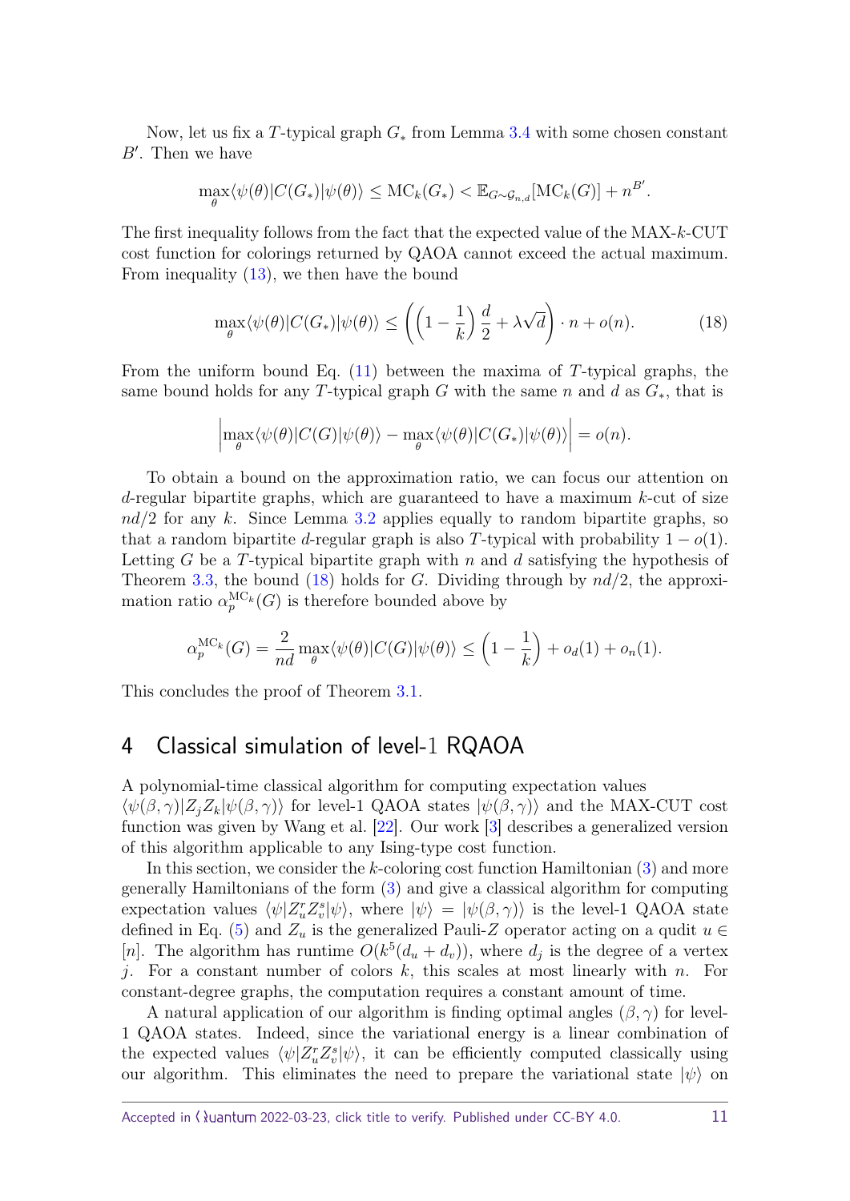Now, let us fix a $T$-typical graph $G_*$ from Lemma 3.4 with some chosen constant $B'$. Then we have

$$\max_\theta \langle \psi(\theta)|C(G_*)|\psi(\theta)\rangle \leq \mathrm{MC}_k(G_*) < \mathbb{E}_{G\sim\mathcal{G}_{n,d}}[\mathrm{MC}_k(G)] + n^{B'}.$$

The first inequality follows from the fact that the expected value of the MAX-$k$-CUT cost function for colorings returned by QAOA cannot exceed the actual maximum. From inequality (13), we then have the bound

$$\max_\theta \langle \psi(\theta)|C(G_*)|\psi(\theta)\rangle \leq \left(\left(1-\frac{1}{k}\right)\frac{d}{2} + \lambda\sqrt{d}\right)\cdot n + o(n). \tag{18}$$

From the uniform bound Eq. (11) between the maxima of $T$-typical graphs, the same bound holds for any $T$-typical graph $G$ with the same $n$ and $d$ as $G_*$, that is

$$\left|\max_\theta \langle \psi(\theta)|C(G)|\psi(\theta)\rangle - \max_\theta \langle \psi(\theta)|C(G_*)|\psi(\theta)\rangle\right| = o(n).$$

To obtain a bound on the approximation ratio, we can focus our attention on $d$-regular bipartite graphs, which are guaranteed to have a maximum $k$-cut of size $nd/2$ for any $k$. Since Lemma 3.2 applies equally to random bipartite graphs, so that a random bipartite $d$-regular graph is also $T$-typical with probability $1-o(1)$. Letting $G$ be a $T$-typical bipartite graph with $n$ and $d$ satisfying the hypothesis of Theorem 3.3, the bound (18) holds for $G$. Dividing through by $nd/2$, the approximation ratio $\alpha_p^{\mathrm{MC}_k}(G)$ is therefore bounded above by

$$\alpha_p^{\mathrm{MC}_k}(G) = \frac{2}{nd}\max_\theta \langle \psi(\theta)|C(G)|\psi(\theta)\rangle \leq \left(1-\frac{1}{k}\right) + o_d(1) + o_n(1).$$

This concludes the proof of Theorem 3.1.

## 4 Classical simulation of level-1 RQAOA

A polynomial-time classical algorithm for computing expectation values $\langle \psi(\beta,\gamma)|Z_jZ_k|\psi(\beta,\gamma)\rangle$ for level-1 QAOA states $|\psi(\beta,\gamma)\rangle$ and the MAX-CUT cost function was given by Wang et al. [22]. Our work [3] describes a generalized version of this algorithm applicable to any Ising-type cost function.

In this section, we consider the $k$-coloring cost function Hamiltonian (3) and more generally Hamiltonians of the form (3) and give a classical algorithm for computing expectation values $\langle \psi|Z_u^rZ_v^s|\psi\rangle$, where $|\psi\rangle = |\psi(\beta,\gamma)\rangle$ is the level-1 QAOA state defined in Eq. (5) and $Z_u$ is the generalized Pauli-$Z$ operator acting on a qudit $u \in [n]$. The algorithm has runtime $O(k^5(d_u+d_v))$, where $d_j$ is the degree of a vertex $j$. For a constant number of colors $k$, this scales at most linearly with $n$. For constant-degree graphs, the computation requires a constant amount of time.

A natural application of our algorithm is finding optimal angles $(\beta,\gamma)$ for level-1 QAOA states. Indeed, since the variational energy is a linear combination of the expected values $\langle \psi|Z_u^rZ_v^s|\psi\rangle$, it can be efficiently computed classically using our algorithm. This eliminates the need to prepare the variational state $|\psi\rangle$ on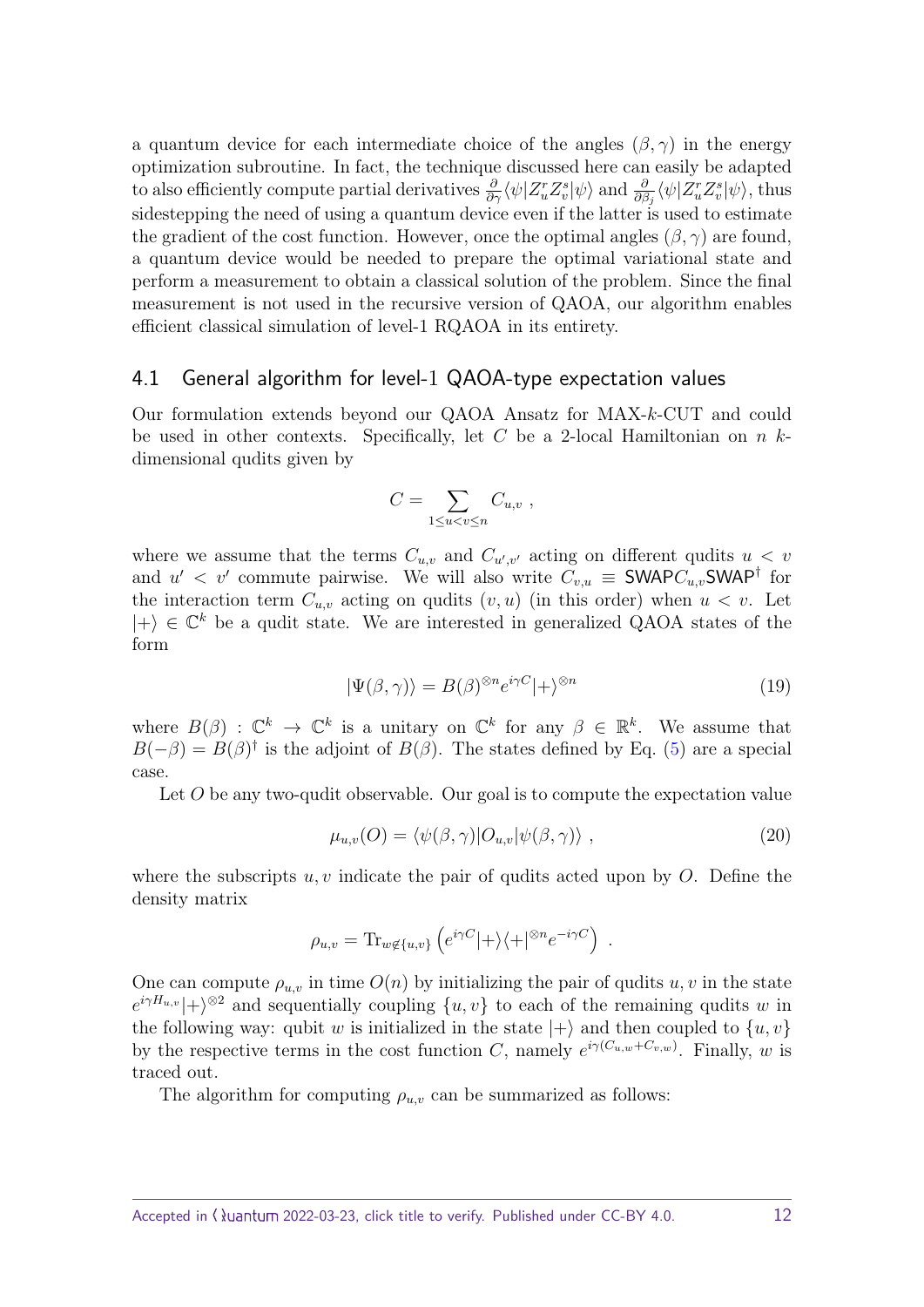a quantum device for each intermediate choice of the angles $(\beta, \gamma)$ in the energy optimization subroutine. In fact, the technique discussed here can easily be adapted to also efficiently compute partial derivatives $\frac{\partial}{\partial \gamma}\langle\psi|Z_u^r Z_v^s|\psi\rangle$ and $\frac{\partial}{\partial \beta_j}\langle\psi|Z_u^r Z_v^s|\psi\rangle$, thus sidestepping the need of using a quantum device even if the latter is used to estimate the gradient of the cost function. However, once the optimal angles $(\beta, \gamma)$ are found, a quantum device would be needed to prepare the optimal variational state and perform a measurement to obtain a classical solution of the problem. Since the final measurement is not used in the recursive version of QAOA, our algorithm enables efficient classical simulation of level-1 RQAOA in its entirety.

## 4.1 General algorithm for level-1 QAOA-type expectation values

Our formulation extends beyond our QAOA Ansatz for MAX-$k$-CUT and could be used in other contexts. Specifically, let $C$ be a 2-local Hamiltonian on $n$ $k$-dimensional qudits given by

$$C = \sum_{1 \leq u < v \leq n} C_{u,v} \ ,$$

where we assume that the terms $C_{u,v}$ and $C_{u',v'}$ acting on different qudits $u < v$ and $u' < v'$ commute pairwise. We will also write $C_{v,u} \equiv \mathsf{SWAP} C_{u,v} \mathsf{SWAP}^\dagger$ for the interaction term $C_{u,v}$ acting on qudits $(v, u)$ (in this order) when $u < v$. Let $|+\rangle \in \mathbb{C}^k$ be a qudit state. We are interested in generalized QAOA states of the form

$$|\Psi(\beta, \gamma)\rangle = B(\beta)^{\otimes n} e^{i\gamma C} |+\rangle^{\otimes n} \tag{19}$$

where $B(\beta) : \mathbb{C}^k \to \mathbb{C}^k$ is a unitary on $\mathbb{C}^k$ for any $\beta \in \mathbb{R}^k$. We assume that $B(-\beta) = B(\beta)^\dagger$ is the adjoint of $B(\beta)$. The states defined by Eq. (5) are a special case.

Let $O$ be any two-qudit observable. Our goal is to compute the expectation value

$$\mu_{u,v}(O) = \langle\psi(\beta, \gamma)|O_{u,v}|\psi(\beta, \gamma)\rangle \ , \tag{20}$$

where the subscripts $u, v$ indicate the pair of qudits acted upon by $O$. Define the density matrix

$$\rho_{u,v} = \mathrm{Tr}_{w \notin \{u,v\}} \left( e^{i\gamma C} |+\rangle\langle+|^{\otimes n} e^{-i\gamma C} \right) \ .$$

One can compute $\rho_{u,v}$ in time $O(n)$ by initializing the pair of qudits $u, v$ in the state $e^{i\gamma H_{u,v}}|+\rangle^{\otimes 2}$ and sequentially coupling $\{u, v\}$ to each of the remaining qudits $w$ in the following way: qubit $w$ is initialized in the state $|+\rangle$ and then coupled to $\{u, v\}$ by the respective terms in the cost function $C$, namely $e^{i\gamma(C_{u,w} + C_{v,w})}$. Finally, $w$ is traced out.

The algorithm for computing $\rho_{u,v}$ can be summarized as follows: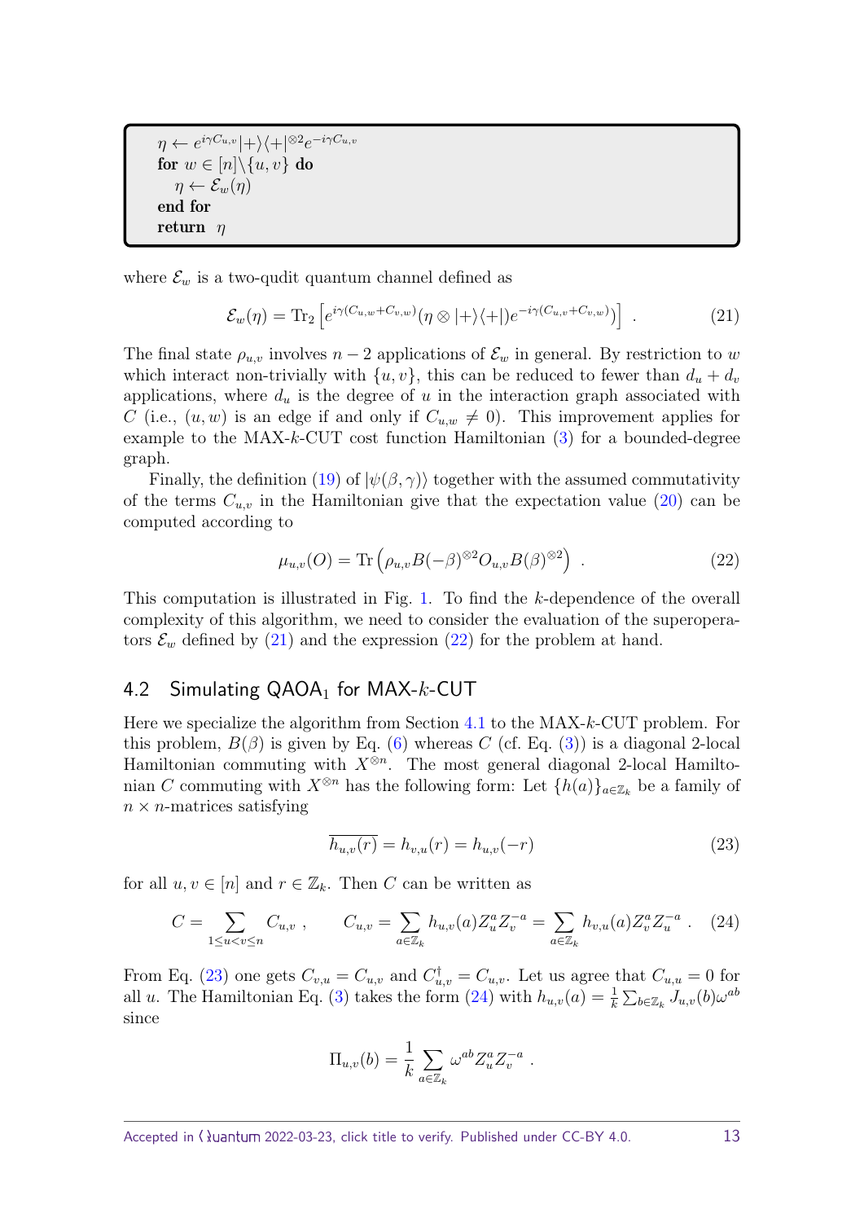```
η ← e^{iγC_{u,v}} |+⟩⟨+|^{⊗2} e^{−iγC_{u,v}}
for w ∈ [n]\{u, v} do
    η ← E_w(η)
end for
return η
```

where $\mathcal{E}_w$ is a two-qudit quantum channel defined as

$$\mathcal{E}_w(\eta) = \mathrm{Tr}_2\left[e^{i\gamma(C_{u,w}+C_{v,w})}(\eta \otimes |+\rangle\langle+|)e^{-i\gamma(C_{u,w}+C_{v,w})}\right] \ . \tag{21}$$

The final state $\rho_{u,v}$ involves $n-2$ applications of $\mathcal{E}_w$ in general. By restriction to $w$ which interact non-trivially with $\{u, v\}$, this can be reduced to fewer than $d_u + d_v$ applications, where $d_u$ is the degree of $u$ in the interaction graph associated with $C$ (i.e., $(u, w)$ is an edge if and only if $C_{u,w} \neq 0$). This improvement applies for example to the MAX-$k$-CUT cost function Hamiltonian (3) for a bounded-degree graph.

Finally, the definition (19) of $|\psi(\beta, \gamma)\rangle$ together with the assumed commutativity of the terms $C_{u,v}$ in the Hamiltonian give that the expectation value (20) can be computed according to

$$\mu_{u,v}(O) = \mathrm{Tr}\left(\rho_{u,v} B(-\beta)^{\otimes 2} O_{u,v} B(\beta)^{\otimes 2}\right) \ . \tag{22}$$

This computation is illustrated in Fig. 1. To find the $k$-dependence of the overall complexity of this algorithm, we need to consider the evaluation of the superoperators $\mathcal{E}_w$ defined by (21) and the expression (22) for the problem at hand.

## 4.2 Simulating QAOA$_1$ for MAX-$k$-CUT

Here we specialize the algorithm from Section 4.1 to the MAX-$k$-CUT problem. For this problem, $B(\beta)$ is given by Eq. (6) whereas $C$ (cf. Eq. (3)) is a diagonal 2-local Hamiltonian commuting with $X^{\otimes n}$. The most general diagonal 2-local Hamiltonian $C$ commuting with $X^{\otimes n}$ has the following form: Let $\{h(a)\}_{a \in \mathbb{Z}_k}$ be a family of $n \times n$-matrices satisfying

$$\overline{h_{u,v}(r)} = h_{v,u}(r) = h_{u,v}(-r) \tag{23}$$

for all $u, v \in [n]$ and $r \in \mathbb{Z}_k$. Then $C$ can be written as

$$C = \sum_{1 \leq u < v \leq n} C_{u,v} \ , \qquad C_{u,v} = \sum_{a \in \mathbb{Z}_k} h_{u,v}(a) Z_u^a Z_v^{-a} = \sum_{a \in \mathbb{Z}_k} h_{v,u}(a) Z_v^a Z_u^{-a} \ . \tag{24}$$

From Eq. (23) one gets $C_{v,u} = C_{u,v}$ and $C_{u,v}^\dagger = C_{u,v}$. Let us agree that $C_{u,u} = 0$ for all $u$. The Hamiltonian Eq. (3) takes the form (24) with $h_{u,v}(a) = \frac{1}{k}\sum_{b \in \mathbb{Z}_k} J_{u,v}(b)\omega^{ab}$ since

$$\Pi_{u,v}(b) = \frac{1}{k}\sum_{a \in \mathbb{Z}_k} \omega^{ab} Z_u^a Z_v^{-a} \ .$$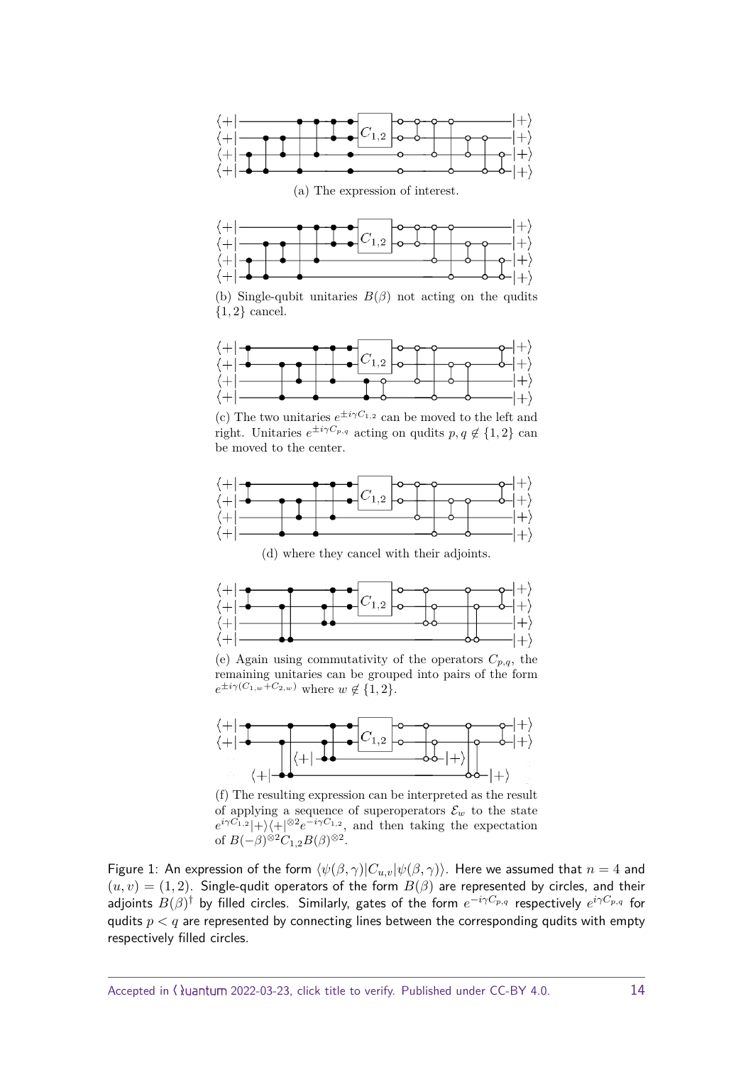(a) The expression of interest.

(b) Single-qubit unitaries $B(\beta)$ not acting on the qudits $\{1, 2\}$ cancel.

(c) The two unitaries $e^{\pm i\gamma C_{1,2}}$ can be moved to the left and right. Unitaries $e^{\pm i\gamma C_{p,q}}$ acting on qudits $p, q \notin \{1, 2\}$ can be moved to the center.

(d) where they cancel with their adjoints.

(e) Again using commutativity of the operators $C_{p,q}$, the remaining unitaries can be grouped into pairs of the form $e^{\pm i\gamma(C_{1,w}+C_{2,w})}$ where $w \notin \{1, 2\}$.

(f) The resulting expression can be interpreted as the result of applying a sequence of superoperators $\mathcal{E}_w$ to the state $e^{i\gamma C_{1,2}}|+\rangle\langle+|^{\otimes 2}e^{-i\gamma C_{1,2}}$, and then taking the expectation of $B(-\beta)^{\otimes 2}C_{1,2}B(\beta)^{\otimes 2}$.

Figure 1: An expression of the form $\langle\psi(\beta, \gamma)|C_{u,v}|\psi(\beta, \gamma)\rangle$. Here we assumed that $n = 4$ and $(u, v) = (1, 2)$. Single-qudit operators of the form $B(\beta)$ are represented by circles, and their adjoints $B(\beta)^\dagger$ by filled circles. Similarly, gates of the form $e^{-i\gamma C_{p,q}}$ respectively $e^{i\gamma C_{p,q}}$ for qudits $p < q$ are represented by connecting lines between the corresponding qudits with empty respectively filled circles.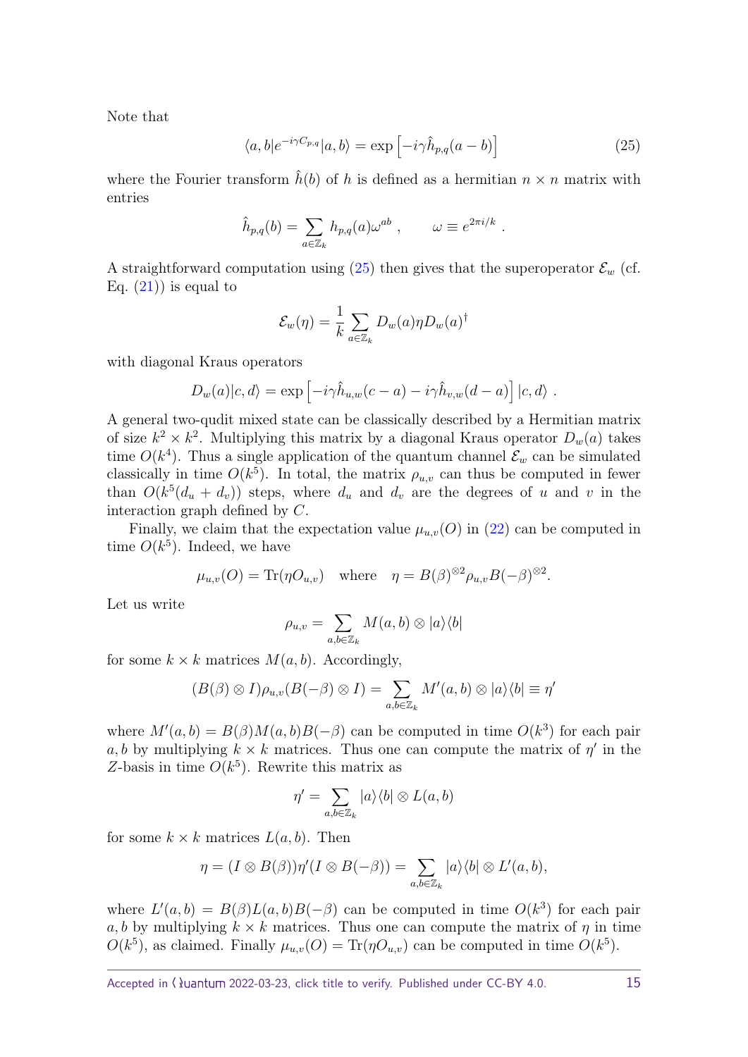Note that

$$\langle a,b|e^{-i\gamma C_{p,q}}|a,b\rangle = \exp\left[-i\gamma \hat{h}_{p,q}(a-b)\right] \tag{25}$$

where the Fourier transform $\hat{h}(b)$ of $h$ is defined as a hermitian $n \times n$ matrix with entries

$$\hat{h}_{p,q}(b) = \sum_{a\in\mathbb{Z}_k} h_{p,q}(a)\omega^{ab} \ , \qquad \omega \equiv e^{2\pi i/k} \ .$$

A straightforward computation using (25) then gives that the superoperator $\mathcal{E}_w$ (cf. Eq. (21)) is equal to

$$\mathcal{E}_w(\eta) = \frac{1}{k}\sum_{a\in\mathbb{Z}_k} D_w(a)\eta D_w(a)^\dagger$$

with diagonal Kraus operators

$$D_w(a)|c,d\rangle = \exp\left[-i\gamma\hat{h}_{u,w}(c-a) - i\gamma\hat{h}_{v,w}(d-a)\right]|c,d\rangle \ .$$

A general two-qudit mixed state can be classically described by a Hermitian matrix of size $k^2 \times k^2$. Multiplying this matrix by a diagonal Kraus operator $D_w(a)$ takes time $O(k^4)$. Thus a single application of the quantum channel $\mathcal{E}_w$ can be simulated classically in time $O(k^5)$. In total, the matrix $\rho_{u,v}$ can thus be computed in fewer than $O(k^5(d_u + d_v))$ steps, where $d_u$ and $d_v$ are the degrees of $u$ and $v$ in the interaction graph defined by $C$.

Finally, we claim that the expectation value $\mu_{u,v}(O)$ in (22) can be computed in time $O(k^5)$. Indeed, we have

$$\mu_{u,v}(O) = \mathrm{Tr}(\eta O_{u,v}) \quad \text{where} \quad \eta = B(\beta)^{\otimes 2}\rho_{u,v}B(-\beta)^{\otimes 2}.$$

Let us write

$$\rho_{u,v} = \sum_{a,b\in\mathbb{Z}_k} M(a,b)\otimes|a\rangle\langle b|$$

for some $k\times k$ matrices $M(a,b)$. Accordingly,

$$(B(\beta)\otimes I)\rho_{u,v}(B(-\beta)\otimes I) = \sum_{a,b\in\mathbb{Z}_k} M'(a,b)\otimes|a\rangle\langle b| \equiv \eta'$$

where $M'(a,b) = B(\beta)M(a,b)B(-\beta)$ can be computed in time $O(k^3)$ for each pair $a,b$ by multiplying $k\times k$ matrices. Thus one can compute the matrix of $\eta'$ in the $Z$-basis in time $O(k^5)$. Rewrite this matrix as

$$\eta' = \sum_{a,b\in\mathbb{Z}_k} |a\rangle\langle b|\otimes L(a,b)$$

for some $k\times k$ matrices $L(a,b)$. Then

$$\eta = (I\otimes B(\beta))\eta'(I\otimes B(-\beta)) = \sum_{a,b\in\mathbb{Z}_k}|a\rangle\langle b|\otimes L'(a,b),$$

where $L'(a,b) = B(\beta)L(a,b)B(-\beta)$ can be computed in time $O(k^3)$ for each pair $a,b$ by multiplying $k\times k$ matrices. Thus one can compute the matrix of $\eta$ in time $O(k^5)$, as claimed. Finally $\mu_{u,v}(O) = \mathrm{Tr}(\eta O_{u,v})$ can be computed in time $O(k^5)$.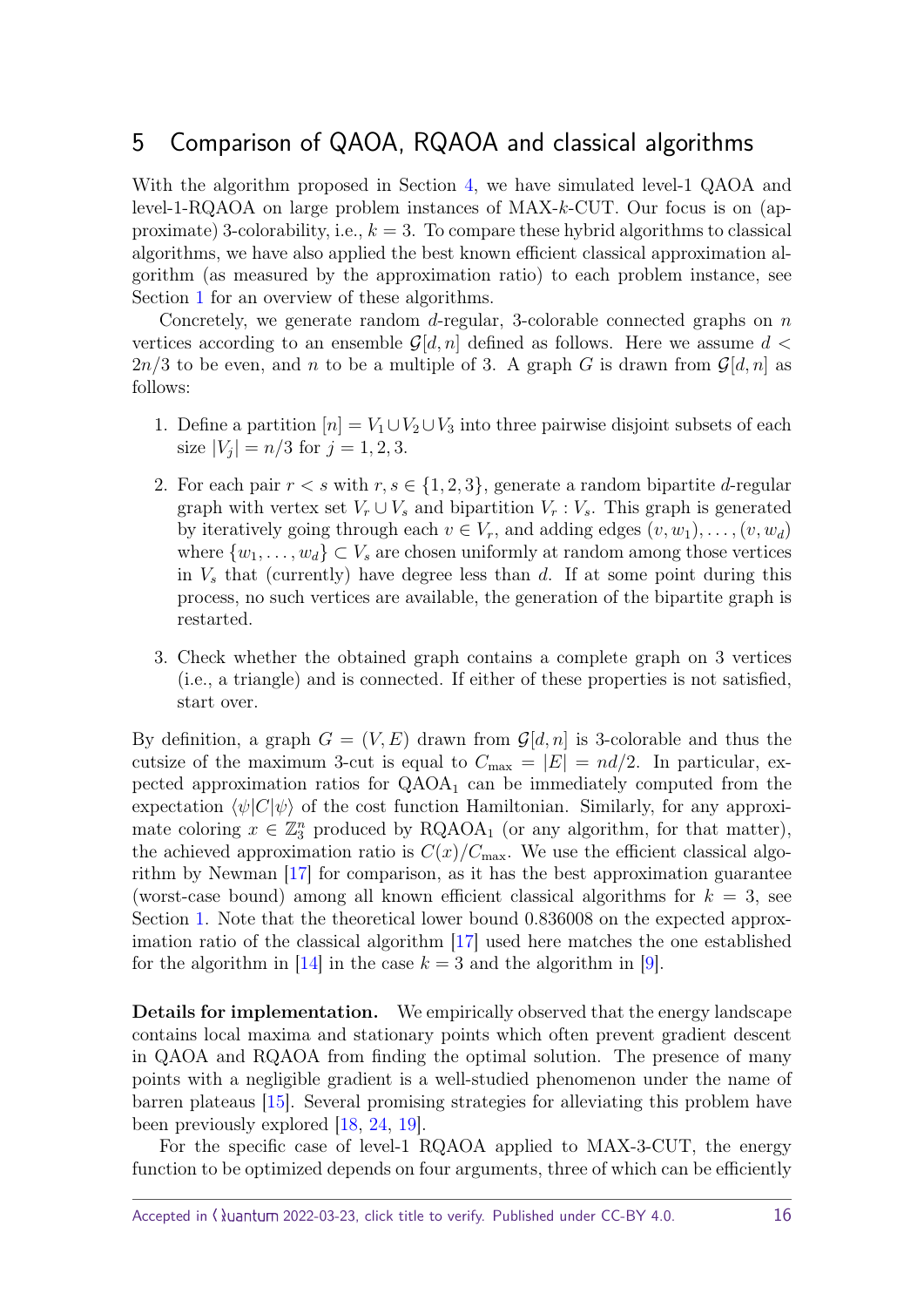## 5 Comparison of QAOA, RQAOA and classical algorithms

With the algorithm proposed in Section 4, we have simulated level-1 QAOA and level-1-RQAOA on large problem instances of MAX-$k$-CUT. Our focus is on (approximate) 3-colorability, i.e., $k = 3$. To compare these hybrid algorithms to classical algorithms, we have also applied the best known efficient classical approximation algorithm (as measured by the approximation ratio) to each problem instance, see Section 1 for an overview of these algorithms.

Concretely, we generate random $d$-regular, 3-colorable connected graphs on $n$ vertices according to an ensemble $\mathcal{G}[d, n]$ defined as follows. Here we assume $d < 2n/3$ to be even, and $n$ to be a multiple of 3. A graph $G$ is drawn from $\mathcal{G}[d, n]$ as follows:

1. Define a partition $[n] = V_1 \cup V_2 \cup V_3$ into three pairwise disjoint subsets of each size $|V_j| = n/3$ for $j = 1, 2, 3$.
2. For each pair $r < s$ with $r, s \in \{1, 2, 3\}$, generate a random bipartite $d$-regular graph with vertex set $V_r \cup V_s$ and bipartition $V_r : V_s$. This graph is generated by iteratively going through each $v \in V_r$, and adding edges $(v, w_1), \ldots, (v, w_d)$ where $\{w_1, \ldots, w_d\} \subset V_s$ are chosen uniformly at random among those vertices in $V_s$ that (currently) have degree less than $d$. If at some point during this process, no such vertices are available, the generation of the bipartite graph is restarted.
3. Check whether the obtained graph contains a complete graph on 3 vertices (i.e., a triangle) and is connected. If either of these properties is not satisfied, start over.

By definition, a graph $G = (V, E)$ drawn from $\mathcal{G}[d, n]$ is 3-colorable and thus the cutsize of the maximum 3-cut is equal to $C_{\max} = |E| = nd/2$. In particular, expected approximation ratios for $\text{QAOA}_1$ can be immediately computed from the expectation $\langle\psi|C|\psi\rangle$ of the cost function Hamiltonian. Similarly, for any approximate coloring $x \in \mathbb{Z}_3^n$ produced by $\text{RQAOA}_1$ (or any algorithm, for that matter), the achieved approximation ratio is $C(x)/C_{\max}$. We use the efficient classical algorithm by Newman [17] for comparison, as it has the best approximation guarantee (worst-case bound) among all known efficient classical algorithms for $k = 3$, see Section 1. Note that the theoretical lower bound 0.836008 on the expected approximation ratio of the classical algorithm [17] used here matches the one established for the algorithm in [14] in the case $k = 3$ and the algorithm in [9].

**Details for implementation.** We empirically observed that the energy landscape contains local maxima and stationary points which often prevent gradient descent in QAOA and RQAOA from finding the optimal solution. The presence of many points with a negligible gradient is a well-studied phenomenon under the name of barren plateaus [15]. Several promising strategies for alleviating this problem have been previously explored [18, 24, 19].

For the specific case of level-1 RQAOA applied to MAX-3-CUT, the energy function to be optimized depends on four arguments, three of which can be efficiently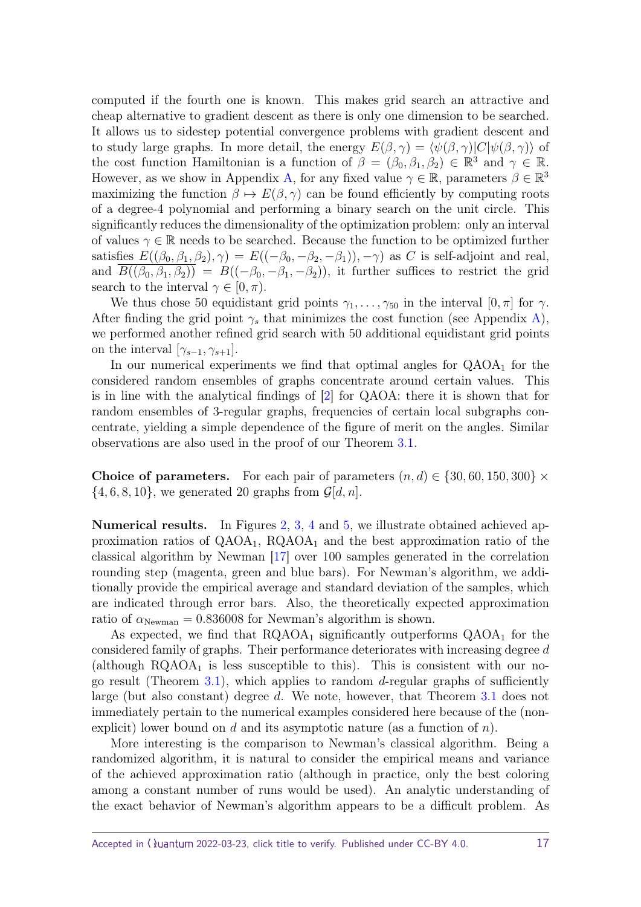computed if the fourth one is known. This makes grid search an attractive and cheap alternative to gradient descent as there is only one dimension to be searched. It allows us to sidestep potential convergence problems with gradient descent and to study large graphs. In more detail, the energy $E(\beta, \gamma) = \langle \psi(\beta, \gamma) | C | \psi(\beta, \gamma) \rangle$ of the cost function Hamiltonian is a function of $\beta = (\beta_0, \beta_1, \beta_2) \in \mathbb{R}^3$ and $\gamma \in \mathbb{R}$. However, as we show in Appendix A, for any fixed value $\gamma \in \mathbb{R}$, parameters $\beta \in \mathbb{R}^3$ maximizing the function $\beta \mapsto E(\beta, \gamma)$ can be found efficiently by computing roots of a degree-4 polynomial and performing a binary search on the unit circle. This significantly reduces the dimensionality of the optimization problem: only an interval of values $\gamma \in \mathbb{R}$ needs to be searched. Because the function to be optimized further satisfies $\overline{E((\beta_0, \beta_1, \beta_2), \gamma)} = E((-\beta_0, -\beta_2, -\beta_1)), -\gamma)$ as $C$ is self-adjoint and real, and $\overline{B((\beta_0, \beta_1, \beta_2))} = B((-\beta_0, -\beta_1, -\beta_2))$, it further suffices to restrict the grid search to the interval $\gamma \in [0, \pi)$.

We thus chose 50 equidistant grid points $\gamma_1, \ldots, \gamma_{50}$ in the interval $[0, \pi]$ for $\gamma$. After finding the grid point $\gamma_s$ that minimizes the cost function (see Appendix A), we performed another refined grid search with 50 additional equidistant grid points on the interval $[\gamma_{s-1}, \gamma_{s+1}]$.

In our numerical experiments we find that optimal angles for $\text{QAOA}_1$ for the considered random ensembles of graphs concentrate around certain values. This is in line with the analytical findings of [2] for QAOA: there it is shown that for random ensembles of 3-regular graphs, frequencies of certain local subgraphs concentrate, yielding a simple dependence of the figure of merit on the angles. Similar observations are also used in the proof of our Theorem 3.1.

**Choice of parameters.** For each pair of parameters $(n, d) \in \{30, 60, 150, 300\} \times \{4, 6, 8, 10\}$, we generated 20 graphs from $\mathcal{G}[d, n]$.

**Numerical results.** In Figures 2, 3, 4 and 5, we illustrate obtained achieved approximation ratios of $\text{QAOA}_1$, $\text{RQAOA}_1$ and the best approximation ratio of the classical algorithm by Newman [17] over 100 samples generated in the correlation rounding step (magenta, green and blue bars). For Newman's algorithm, we additionally provide the empirical average and standard deviation of the samples, which are indicated through error bars. Also, the theoretically expected approximation ratio of $\alpha_{\text{Newman}} = 0.836008$ for Newman's algorithm is shown.

As expected, we find that $\text{RQAOA}_1$ significantly outperforms $\text{QAOA}_1$ for the considered family of graphs. Their performance deteriorates with increasing degree $d$ (although $\text{RQAOA}_1$ is less susceptible to this). This is consistent with our no-go result (Theorem 3.1), which applies to random $d$-regular graphs of sufficiently large (but also constant) degree $d$. We note, however, that Theorem 3.1 does not immediately pertain to the numerical examples considered here because of the (non-explicit) lower bound on $d$ and its asymptotic nature (as a function of $n$).

More interesting is the comparison to Newman's classical algorithm. Being a randomized algorithm, it is natural to consider the empirical means and variance of the achieved approximation ratio (although in practice, only the best coloring among a constant number of runs would be used). An analytic understanding of the exact behavior of Newman's algorithm appears to be a difficult problem. As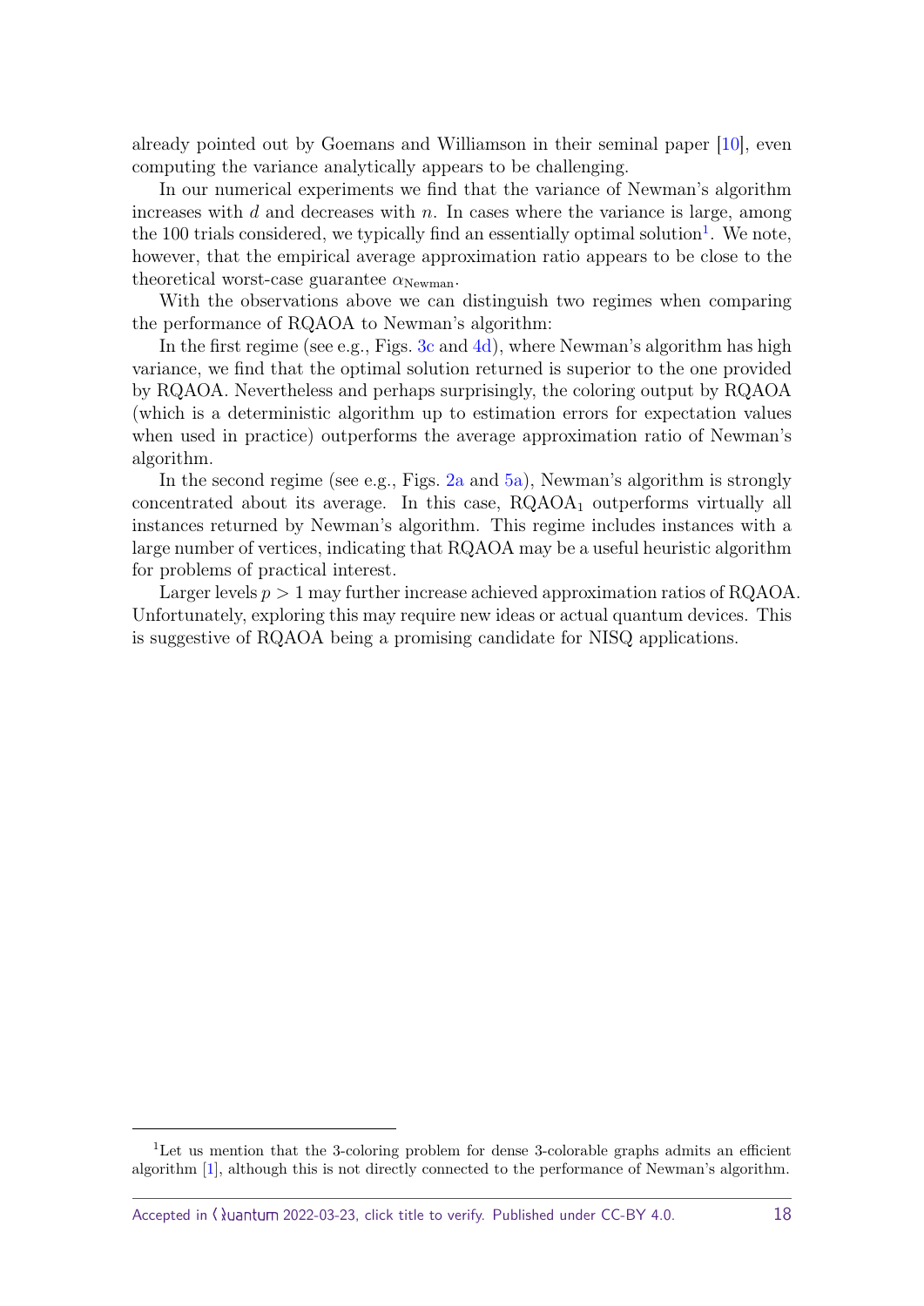already pointed out by Goemans and Williamson in their seminal paper [10], even computing the variance analytically appears to be challenging.

In our numerical experiments we find that the variance of Newman's algorithm increases with $d$ and decreases with $n$. In cases where the variance is large, among the 100 trials considered, we typically find an essentially optimal solution[1]. We note, however, that the empirical average approximation ratio appears to be close to the theoretical worst-case guarantee $\alpha_{\text{Newman}}$.

With the observations above we can distinguish two regimes when comparing the performance of RQAOA to Newman's algorithm:

In the first regime (see e.g., Figs. 3c and 4d), where Newman's algorithm has high variance, we find that the optimal solution returned is superior to the one provided by RQAOA. Nevertheless and perhaps surprisingly, the coloring output by RQAOA (which is a deterministic algorithm up to estimation errors for expectation values when used in practice) outperforms the average approximation ratio of Newman's algorithm.

In the second regime (see e.g., Figs. 2a and 5a), Newman's algorithm is strongly concentrated about its average. In this case, $\text{RQAOA}_1$ outperforms virtually all instances returned by Newman's algorithm. This regime includes instances with a large number of vertices, indicating that RQAOA may be a useful heuristic algorithm for problems of practical interest.

Larger levels $p > 1$ may further increase achieved approximation ratios of RQAOA. Unfortunately, exploring this may require new ideas or actual quantum devices. This is suggestive of RQAOA being a promising candidate for NISQ applications.

[1] Let us mention that the 3-coloring problem for dense 3-colorable graphs admits an efficient algorithm [1], although this is not directly connected to the performance of Newman's algorithm.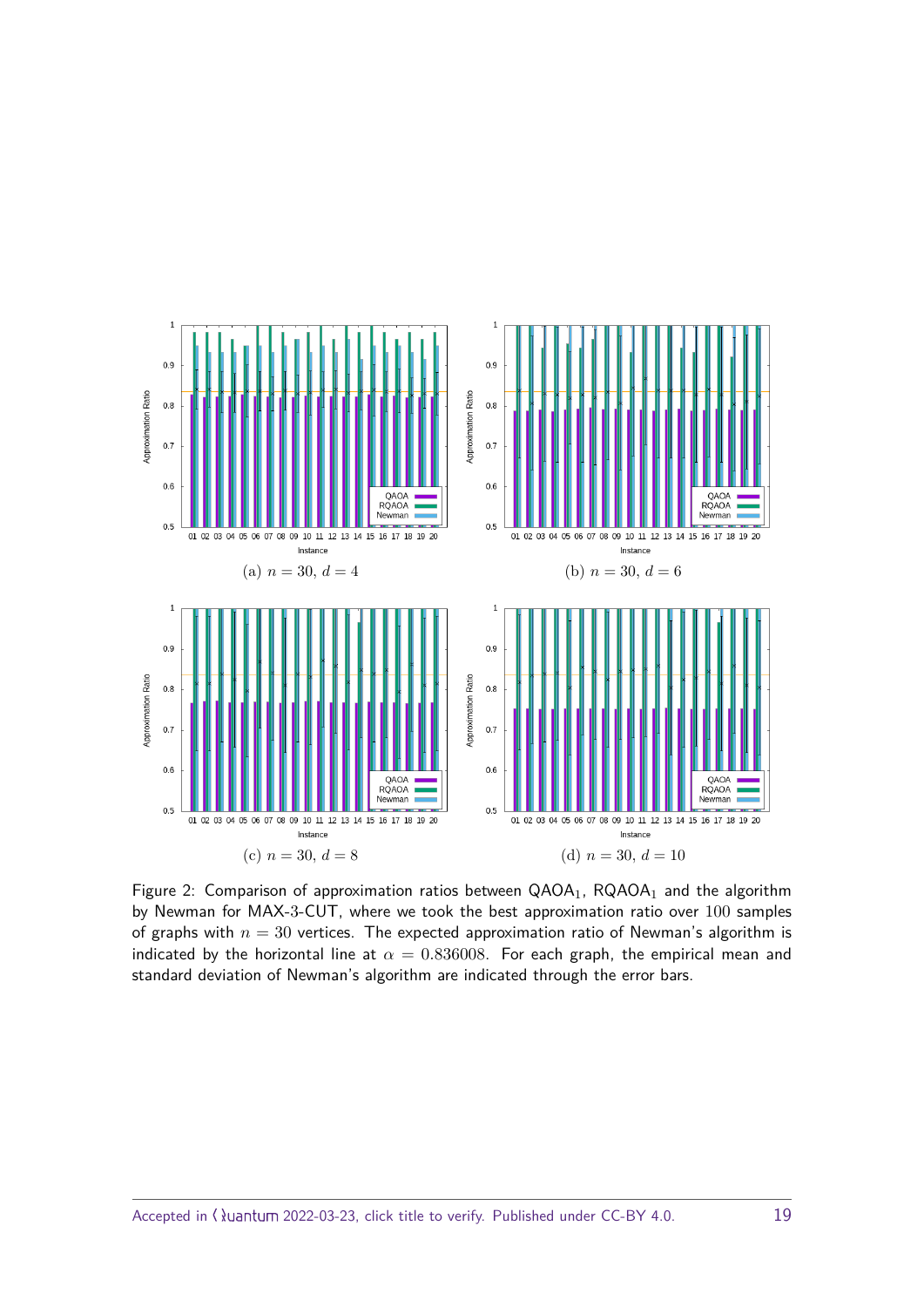(a) $n = 30,\ d = 4$

(b) $n = 30,\ d = 6$

(c) $n = 30,\ d = 8$

(d) $n = 30,\ d = 10$

Figure 2: Comparison of approximation ratios between $\text{QAOA}_1$, $\text{RQAOA}_1$ and the algorithm by Newman for MAX-3-CUT, where we took the best approximation ratio over $100$ samples of graphs with $n = 30$ vertices. The expected approximation ratio of Newman's algorithm is indicated by the horizontal line at $\alpha = 0.836008$. For each graph, the empirical mean and standard deviation of Newman's algorithm are indicated through the error bars.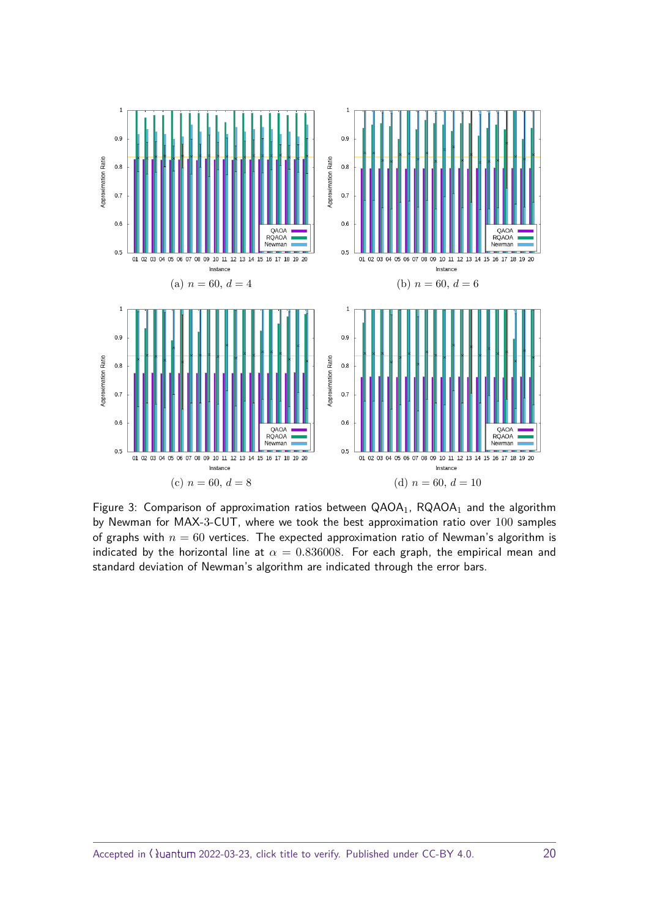(a) $n = 60$, $d = 4$

(b) $n = 60$, $d = 6$

(c) $n = 60$, $d = 8$

(d) $n = 60$, $d = 10$

Figure 3: Comparison of approximation ratios between $\mathrm{QAOA}_1$, $\mathrm{RQAOA}_1$ and the algorithm by Newman for MAX-3-CUT, where we took the best approximation ratio over 100 samples of graphs with $n = 60$ vertices. The expected approximation ratio of Newman's algorithm is indicated by the horizontal line at $\alpha = 0.836008$. For each graph, the empirical mean and standard deviation of Newman's algorithm are indicated through the error bars.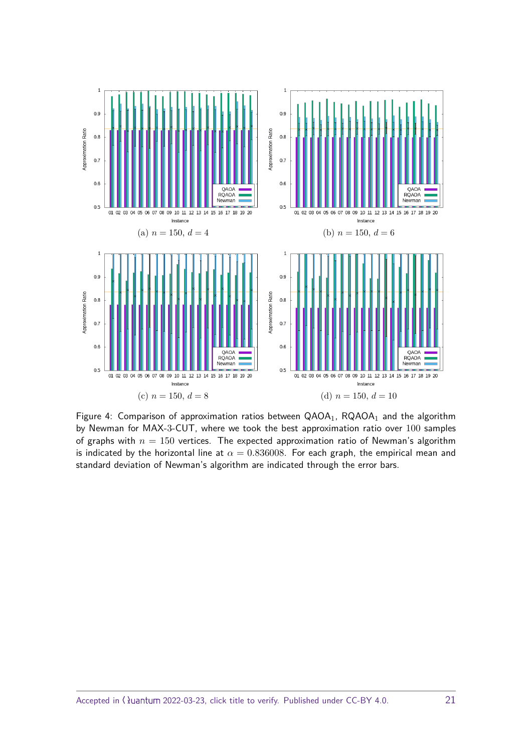(a) $n = 150$, $d = 4$

(b) $n = 150$, $d = 6$

(c) $n = 150$, $d = 8$

(d) $n = 150$, $d = 10$

Figure 4: Comparison of approximation ratios between $\text{QAOA}_1$, $\text{RQAOA}_1$ and the algorithm by Newman for MAX-3-CUT, where we took the best approximation ratio over $100$ samples of graphs with $n = 150$ vertices. The expected approximation ratio of Newman's algorithm is indicated by the horizontal line at $\alpha = 0.836008$. For each graph, the empirical mean and standard deviation of Newman's algorithm are indicated through the error bars.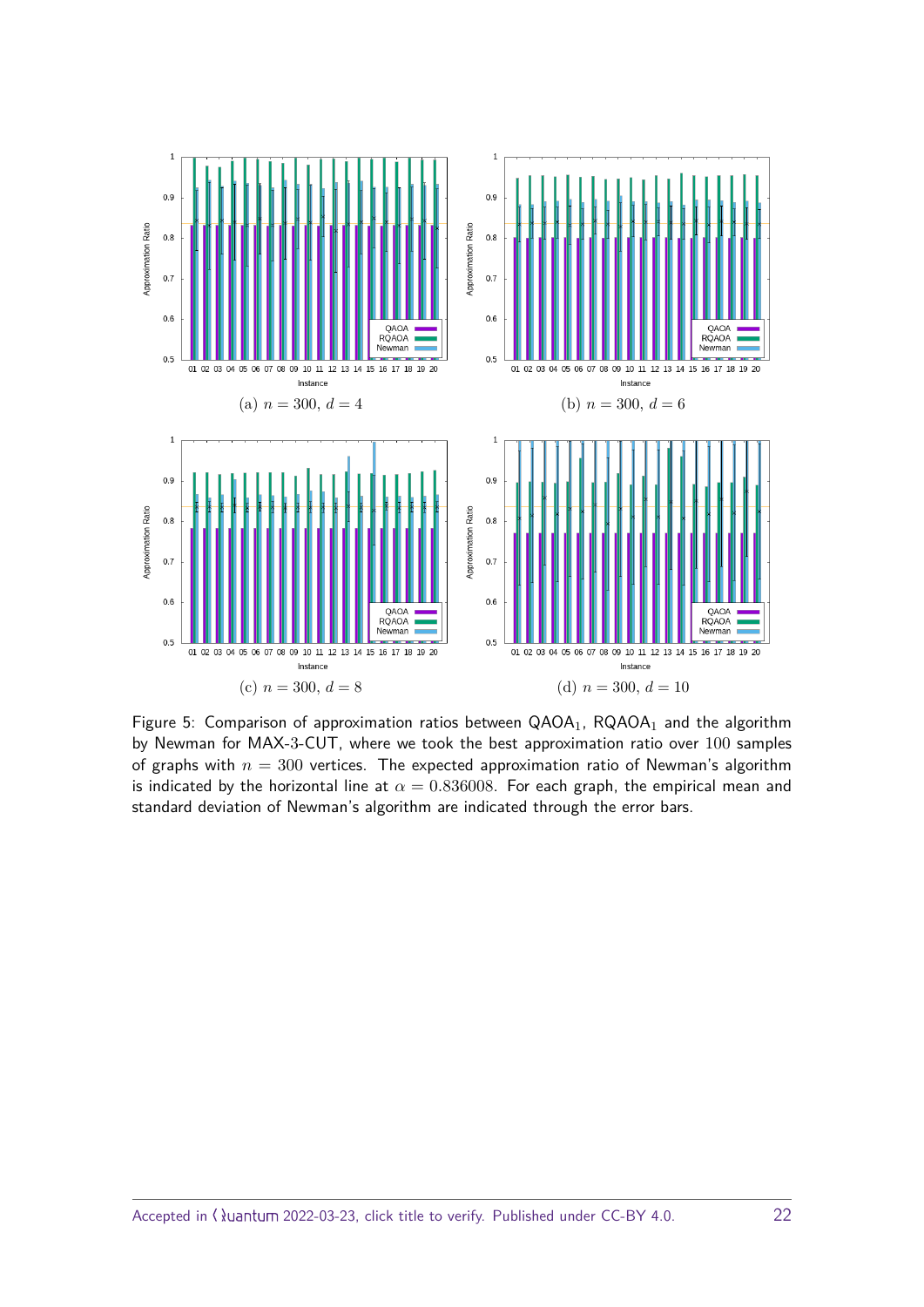(a) $n = 300$, $d = 4$

(b) $n = 300$, $d = 6$

(c) $n = 300$, $d = 8$

(d) $n = 300$, $d = 10$

Figure 5: Comparison of approximation ratios between QAOA$_1$, RQAOA$_1$ and the algorithm by Newman for MAX-3-CUT, where we took the best approximation ratio over $100$ samples of graphs with $n = 300$ vertices. The expected approximation ratio of Newman's algorithm is indicated by the horizontal line at $\alpha = 0.836008$. For each graph, the empirical mean and standard deviation of Newman's algorithm are indicated through the error bars.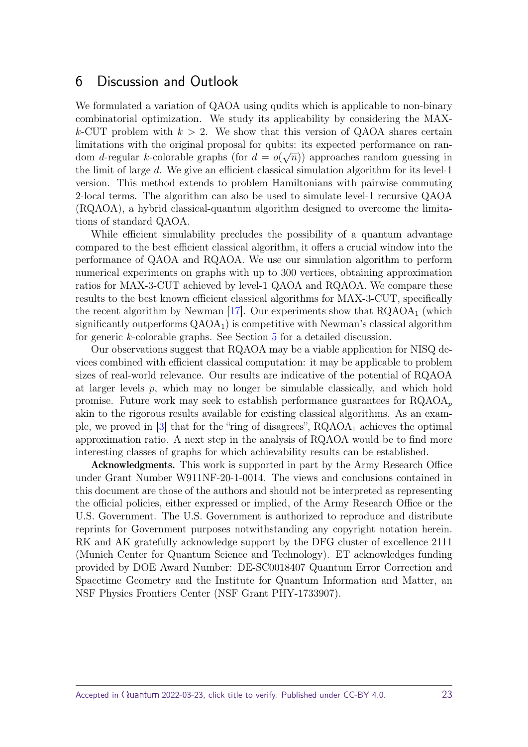## 6 Discussion and Outlook

We formulated a variation of QAOA using qudits which is applicable to non-binary combinatorial optimization. We study its applicability by considering the MAX-$k$-CUT problem with $k > 2$. We show that this version of QAOA shares certain limitations with the original proposal for qubits: its expected performance on random $d$-regular $k$-colorable graphs (for $d = o(\sqrt{n})$) approaches random guessing in the limit of large $d$. We give an efficient classical simulation algorithm for its level-1 version. This method extends to problem Hamiltonians with pairwise commuting 2-local terms. The algorithm can also be used to simulate level-1 recursive QAOA (RQAOA), a hybrid classical-quantum algorithm designed to overcome the limitations of standard QAOA.

While efficient simulability precludes the possibility of a quantum advantage compared to the best efficient classical algorithm, it offers a crucial window into the performance of QAOA and RQAOA. We use our simulation algorithm to perform numerical experiments on graphs with up to 300 vertices, obtaining approximation ratios for MAX-3-CUT achieved by level-1 QAOA and RQAOA. We compare these results to the best known efficient classical algorithms for MAX-3-CUT, specifically the recent algorithm by Newman [17]. Our experiments show that $\mathrm{RQAOA}_1$ (which significantly outperforms $\mathrm{QAOA}_1$) is competitive with Newman's classical algorithm for generic $k$-colorable graphs. See Section 5 for a detailed discussion.

Our observations suggest that RQAOA may be a viable application for NISQ devices combined with efficient classical computation: it may be applicable to problem sizes of real-world relevance. Our results are indicative of the potential of RQAOA at larger levels $p$, which may no longer be simulable classically, and which hold promise. Future work may seek to establish performance guarantees for $\mathrm{RQAOA}_p$ akin to the rigorous results available for existing classical algorithms. As an example, we proved in [3] that for the "ring of disagrees", $\mathrm{RQAOA}_1$ achieves the optimal approximation ratio. A next step in the analysis of RQAOA would be to find more interesting classes of graphs for which achievability results can be established.

**Acknowledgments.** This work is supported in part by the Army Research Office under Grant Number W911NF-20-1-0014. The views and conclusions contained in this document are those of the authors and should not be interpreted as representing the official policies, either expressed or implied, of the Army Research Office or the U.S. Government. The U.S. Government is authorized to reproduce and distribute reprints for Government purposes notwithstanding any copyright notation herein. RK and AK gratefully acknowledge support by the DFG cluster of excellence 2111 (Munich Center for Quantum Science and Technology). ET acknowledges funding provided by DOE Award Number: DE-SC0018407 Quantum Error Correction and Spacetime Geometry and the Institute for Quantum Information and Matter, an NSF Physics Frontiers Center (NSF Grant PHY-1733907).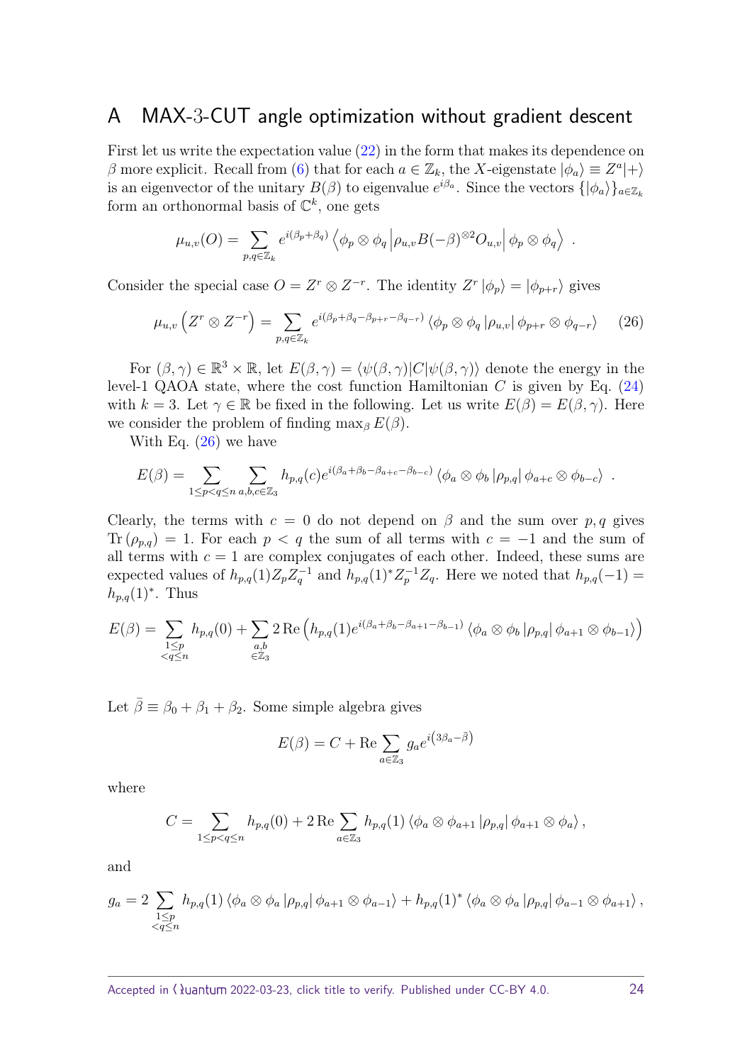# A MAX-3-CUT angle optimization without gradient descent

First let us write the expectation value (22) in the form that makes its dependence on $\beta$ more explicit. Recall from (6) that for each $a \in \mathbb{Z}_k$, the $X$-eigenstate $|\phi_a\rangle \equiv Z^a|+\rangle$ is an eigenvector of the unitary $B(\beta)$ to eigenvalue $e^{i\beta_a}$. Since the vectors $\{|\phi_a\rangle\}_{a\in\mathbb{Z}_k}$ form an orthonormal basis of $\mathbb{C}^k$, one gets

$$
\mu_{u,v}(O) = \sum_{p,q\in\mathbb{Z}_k} e^{i(\beta_p+\beta_q)} \left\langle \phi_p \otimes \phi_q \middle| \rho_{u,v} B(-\beta)^{\otimes 2} O_{u,v} \middle| \phi_p \otimes \phi_q \right\rangle \ .
$$

Consider the special case $O = Z^r \otimes Z^{-r}$. The identity $Z^r\,|\phi_p\rangle = |\phi_{p+r}\rangle$ gives

$$
\mu_{u,v}\left(Z^r \otimes Z^{-r}\right) = \sum_{p,q\in\mathbb{Z}_k} e^{i(\beta_p+\beta_q-\beta_{p+r}-\beta_{q-r})} \left\langle \phi_p \otimes \phi_q \left|\rho_{u,v}\right| \phi_{p+r} \otimes \phi_{q-r} \right\rangle \tag{26}
$$

For $(\beta,\gamma) \in \mathbb{R}^3 \times \mathbb{R}$, let $E(\beta,\gamma) = \langle \psi(\beta,\gamma)|C|\psi(\beta,\gamma)\rangle$ denote the energy in the level-1 QAOA state, where the cost function Hamiltonian $C$ is given by Eq. (24) with $k=3$. Let $\gamma \in \mathbb{R}$ be fixed in the following. Let us write $E(\beta) = E(\beta,\gamma)$. Here we consider the problem of finding $\max_\beta E(\beta)$.

With Eq. (26) we have

$$
E(\beta) = \sum_{1\le p<q\le n} \sum_{a,b,c\in\mathbb{Z}_3} h_{p,q}(c) e^{i(\beta_a+\beta_b-\beta_{a+c}-\beta_{b-c})} \left\langle \phi_a \otimes \phi_b \left|\rho_{p,q}\right| \phi_{a+c} \otimes \phi_{b-c} \right\rangle \ .
$$

Clearly, the terms with $c=0$ do not depend on $\beta$ and the sum over $p,q$ gives $\mathrm{Tr}\left(\rho_{p,q}\right) = 1$. For each $p<q$ the sum of all terms with $c=-1$ and the sum of all terms with $c=1$ are complex conjugates of each other. Indeed, these sums are expected values of $h_{p,q}(1) Z_p Z_q^{-1}$ and $h_{p,q}(1)^* Z_p^{-1} Z_q$. Here we noted that $h_{p,q}(-1) = h_{p,q}(1)^*$. Thus

$$
E(\beta) = \sum_{\substack{1\le p\\<q\le n}} h_{p,q}(0) + \sum_{\substack{a,b\\\in\mathbb{Z}_3}} 2\,\mathrm{Re}\left(h_{p,q}(1) e^{i(\beta_a+\beta_b-\beta_{a+1}-\beta_{b-1})} \left\langle \phi_a \otimes \phi_b \left|\rho_{p,q}\right| \phi_{a+1} \otimes \phi_{b-1} \right\rangle\right)
$$

Let $\bar{\beta} \equiv \beta_0 + \beta_1 + \beta_2$. Some simple algebra gives

$$
E(\beta) = C + \mathrm{Re} \sum_{a\in\mathbb{Z}_3} g_a e^{i\left(3\beta_a - \bar{\beta}\right)}
$$

where

$$
C = \sum_{1\le p<q\le n} h_{p,q}(0) + 2\,\mathrm{Re} \sum_{a\in\mathbb{Z}_3} h_{p,q}(1) \left\langle \phi_a \otimes \phi_{a+1} \left|\rho_{p,q}\right| \phi_{a+1} \otimes \phi_a \right\rangle ,
$$

and

$$
g_a = 2 \sum_{\substack{1\le p\\<q\le n}} h_{p,q}(1) \left\langle \phi_a \otimes \phi_a \left|\rho_{p,q}\right| \phi_{a+1} \otimes \phi_{a-1} \right\rangle + h_{p,q}(1)^* \left\langle \phi_a \otimes \phi_a \left|\rho_{p,q}\right| \phi_{a-1} \otimes \phi_{a+1} \right\rangle ,
$$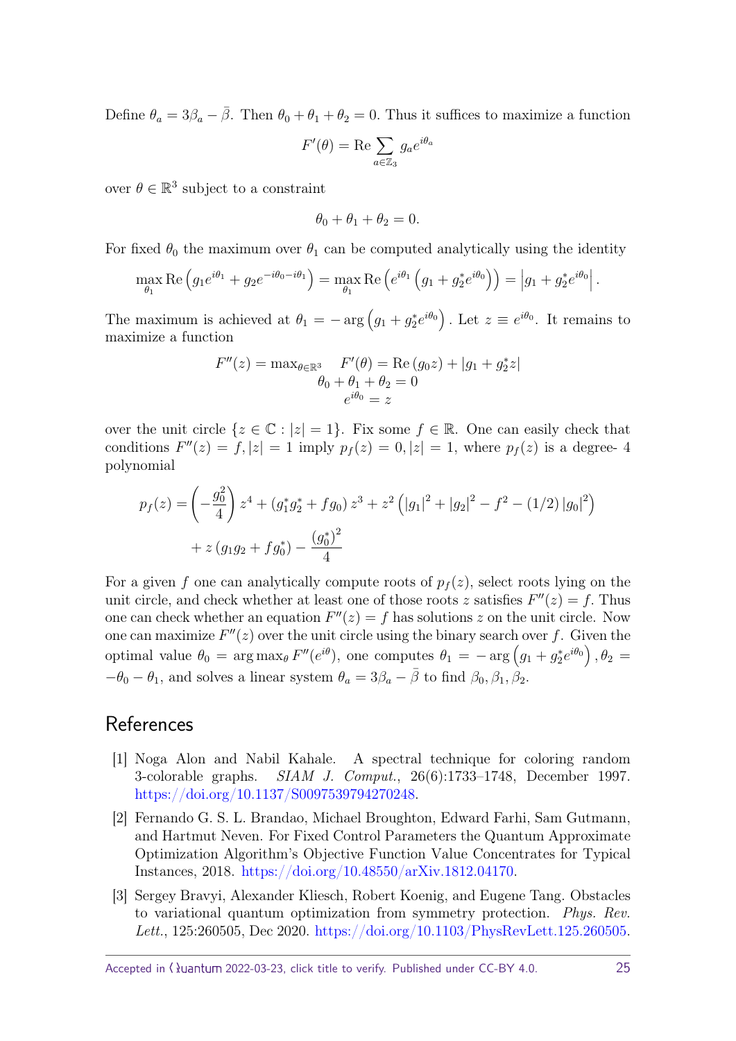Define $\theta_a = 3\beta_a - \bar{\beta}$. Then $\theta_0 + \theta_1 + \theta_2 = 0$. Thus it suffices to maximize a function

$$F'(\theta) = \mathrm{Re} \sum_{a \in \mathbb{Z}_3} g_a e^{i\theta_a}$$

over $\theta \in \mathbb{R}^3$ subject to a constraint

$$\theta_0 + \theta_1 + \theta_2 = 0.$$

For fixed $\theta_0$ the maximum over $\theta_1$ can be computed analytically using the identity

$$\max_{\theta_1} \mathrm{Re}\left(g_1 e^{i\theta_1} + g_2 e^{-i\theta_0 - i\theta_1}\right) = \max_{\theta_1} \mathrm{Re}\left(e^{i\theta_1}\left(g_1 + g_2^* e^{i\theta_0}\right)\right) = \left|g_1 + g_2^* e^{i\theta_0}\right|.$$

The maximum is achieved at $\theta_1 = -\arg\left(g_1 + g_2^* e^{i\theta_0}\right)$. Let $z \equiv e^{i\theta_0}$. It remains to maximize a function

$$F''(z) = \max_{\substack{\theta \in \mathbb{R}^3 \\ \theta_0 + \theta_1 + \theta_2 = 0 \\ e^{i\theta_0} = z}} F'(\theta) = \mathrm{Re}\,(g_0 z) + |g_1 + g_2^* z|$$

over the unit circle $\{z \in \mathbb{C} : |z| = 1\}$. Fix some $f \in \mathbb{R}$. One can easily check that conditions $F''(z) = f, |z| = 1$ imply $p_f(z) = 0, |z| = 1$, where $p_f(z)$ is a degree- 4 polynomial

$$\begin{aligned} p_f(z) &= \left(-\frac{g_0^2}{4}\right) z^4 + \left(g_1^* g_2^* + f g_0\right) z^3 + z^2\left(|g_1|^2 + |g_2|^2 - f^2 - (1/2)\,|g_0|^2\right) \\ &\quad + z\left(g_1 g_2 + f g_0^*\right) - \frac{(g_0^*)^2}{4} \end{aligned}$$

For a given $f$ one can analytically compute roots of $p_f(z)$, select roots lying on the unit circle, and check whether at least one of those roots $z$ satisfies $F''(z) = f$. Thus one can check whether an equation $F''(z) = f$ has solutions $z$ on the unit circle. Now one can maximize $F''(z)$ over the unit circle using the binary search over $f$. Given the optimal value $\theta_0 = \arg\max_\theta F''(e^{i\theta})$, one computes $\theta_1 = -\arg\left(g_1 + g_2^* e^{i\theta_0}\right), \theta_2 = -\theta_0 - \theta_1$, and solves a linear system $\theta_a = 3\beta_a - \bar{\beta}$ to find $\beta_0, \beta_1, \beta_2$.

## References

[1] Noga Alon and Nabil Kahale. A spectral technique for coloring random 3-colorable graphs. *SIAM J. Comput.*, 26(6):1733–1748, December 1997. https://doi.org/10.1137/S0097539794270248.

[2] Fernando G. S. L. Brandao, Michael Broughton, Edward Farhi, Sam Gutmann, and Hartmut Neven. For Fixed Control Parameters the Quantum Approximate Optimization Algorithm's Objective Function Value Concentrates for Typical Instances, 2018. https://doi.org/10.48550/arXiv.1812.04170.

[3] Sergey Bravyi, Alexander Kliesch, Robert Koenig, and Eugene Tang. Obstacles to variational quantum optimization from symmetry protection. *Phys. Rev. Lett.*, 125:260505, Dec 2020. https://doi.org/10.1103/PhysRevLett.125.260505.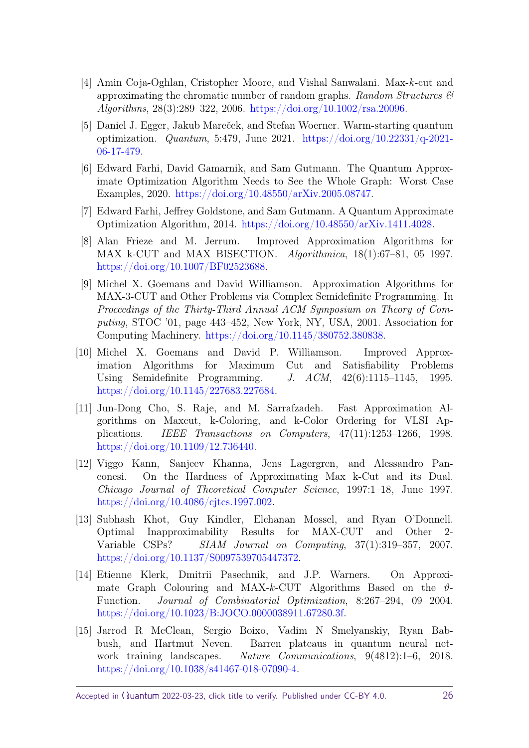- [4] Amin Coja-Oghlan, Cristopher Moore, and Vishal Sanwalani. Max-$k$-cut and approximating the chromatic number of random graphs. *Random Structures & Algorithms*, 28(3):289–322, 2006. https://doi.org/10.1002/rsa.20096.
- [5] Daniel J. Egger, Jakub Mareček, and Stefan Woerner. Warm-starting quantum optimization. *Quantum*, 5:479, June 2021. https://doi.org/10.22331/q-2021-06-17-479.
- [6] Edward Farhi, David Gamarnik, and Sam Gutmann. The Quantum Approximate Optimization Algorithm Needs to See the Whole Graph: Worst Case Examples, 2020. https://doi.org/10.48550/arXiv.2005.08747.
- [7] Edward Farhi, Jeffrey Goldstone, and Sam Gutmann. A Quantum Approximate Optimization Algorithm, 2014. https://doi.org/10.48550/arXiv.1411.4028.
- [8] Alan Frieze and M. Jerrum. Improved Approximation Algorithms for MAX k-CUT and MAX BISECTION. *Algorithmica*, 18(1):67–81, 05 1997. https://doi.org/10.1007/BF02523688.
- [9] Michel X. Goemans and David Williamson. Approximation Algorithms for MAX-3-CUT and Other Problems via Complex Semidefinite Programming. In *Proceedings of the Thirty-Third Annual ACM Symposium on Theory of Computing*, STOC '01, page 443–452, New York, NY, USA, 2001. Association for Computing Machinery. https://doi.org/10.1145/380752.380838.
- [10] Michel X. Goemans and David P. Williamson. Improved Approximation Algorithms for Maximum Cut and Satisfiability Problems Using Semidefinite Programming. *J. ACM*, 42(6):1115–1145, 1995. https://doi.org/10.1145/227683.227684.
- [11] Jun-Dong Cho, S. Raje, and M. Sarrafzadeh. Fast Approximation Algorithms on Maxcut, k-Coloring, and k-Color Ordering for VLSI Applications. *IEEE Transactions on Computers*, 47(11):1253–1266, 1998. https://doi.org/10.1109/12.736440.
- [12] Viggo Kann, Sanjeev Khanna, Jens Lagergren, and Alessandro Panconesi. On the Hardness of Approximating Max k-Cut and its Dual. *Chicago Journal of Theoretical Computer Science*, 1997:1–18, June 1997. https://doi.org/10.4086/cjtcs.1997.002.
- [13] Subhash Khot, Guy Kindler, Elchanan Mossel, and Ryan O'Donnell. Optimal Inapproximability Results for MAX-CUT and Other 2-Variable CSPs? *SIAM Journal on Computing*, 37(1):319–357, 2007. https://doi.org/10.1137/S0097539705447372.
- [14] Etienne Klerk, Dmitrii Pasechnik, and J.P. Warners. On Approximate Graph Colouring and MAX-$k$-CUT Algorithms Based on the $\vartheta$-Function. *Journal of Combinatorial Optimization*, 8:267–294, 09 2004. https://doi.org/10.1023/B:JOCO.0000038911.67280.3f.
- [15] Jarrod R McClean, Sergio Boixo, Vadim N Smelyanskiy, Ryan Babbush, and Hartmut Neven. Barren plateaus in quantum neural network training landscapes. *Nature Communications*, 9(4812):1–6, 2018. https://doi.org/10.1038/s41467-018-07090-4.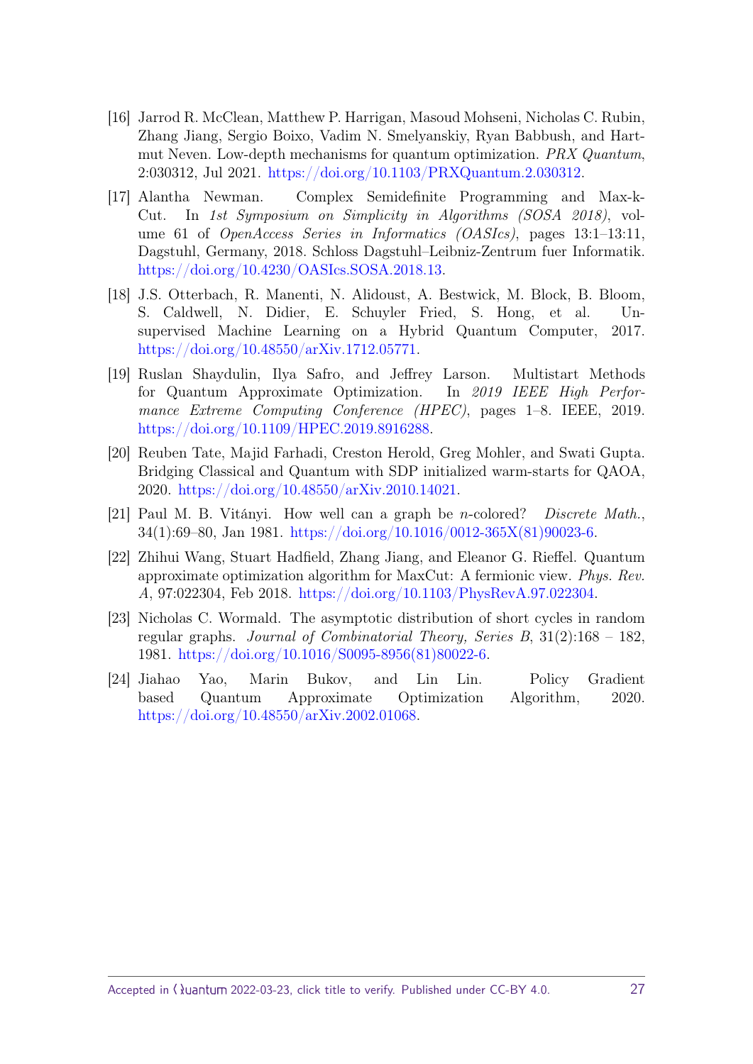[16] Jarrod R. McClean, Matthew P. Harrigan, Masoud Mohseni, Nicholas C. Rubin, Zhang Jiang, Sergio Boixo, Vadim N. Smelyanskiy, Ryan Babbush, and Hartmut Neven. Low-depth mechanisms for quantum optimization. *PRX Quantum*, 2:030312, Jul 2021. https://doi.org/10.1103/PRXQuantum.2.030312.

[17] Alantha Newman. Complex Semidefinite Programming and Max-k-Cut. In *1st Symposium on Simplicity in Algorithms (SOSA 2018)*, volume 61 of *OpenAccess Series in Informatics (OASIcs)*, pages 13:1–13:11, Dagstuhl, Germany, 2018. Schloss Dagstuhl–Leibniz-Zentrum fuer Informatik. https://doi.org/10.4230/OASIcs.SOSA.2018.13.

[18] J.S. Otterbach, R. Manenti, N. Alidoust, A. Bestwick, M. Block, B. Bloom, S. Caldwell, N. Didier, E. Schuyler Fried, S. Hong, et al. Unsupervised Machine Learning on a Hybrid Quantum Computer, 2017. https://doi.org/10.48550/arXiv.1712.05771.

[19] Ruslan Shaydulin, Ilya Safro, and Jeffrey Larson. Multistart Methods for Quantum Approximate Optimization. In *2019 IEEE High Performance Extreme Computing Conference (HPEC)*, pages 1–8. IEEE, 2019. https://doi.org/10.1109/HPEC.2019.8916288.

[20] Reuben Tate, Majid Farhadi, Creston Herold, Greg Mohler, and Swati Gupta. Bridging Classical and Quantum with SDP initialized warm-starts for QAOA, 2020. https://doi.org/10.48550/arXiv.2010.14021.

[21] Paul M. B. Vitányi. How well can a graph be $n$-colored? *Discrete Math.*, 34(1):69–80, Jan 1981. https://doi.org/10.1016/0012-365X(81)90023-6.

[22] Zhihui Wang, Stuart Hadfield, Zhang Jiang, and Eleanor G. Rieffel. Quantum approximate optimization algorithm for MaxCut: A fermionic view. *Phys. Rev. A*, 97:022304, Feb 2018. https://doi.org/10.1103/PhysRevA.97.022304.

[23] Nicholas C. Wormald. The asymptotic distribution of short cycles in random regular graphs. *Journal of Combinatorial Theory, Series B*, 31(2):168 – 182, 1981. https://doi.org/10.1016/S0095-8956(81)80022-6.

[24] Jiahao Yao, Marin Bukov, and Lin Lin. Policy Gradient based Quantum Approximate Optimization Algorithm, 2020. https://doi.org/10.48550/arXiv.2002.01068.